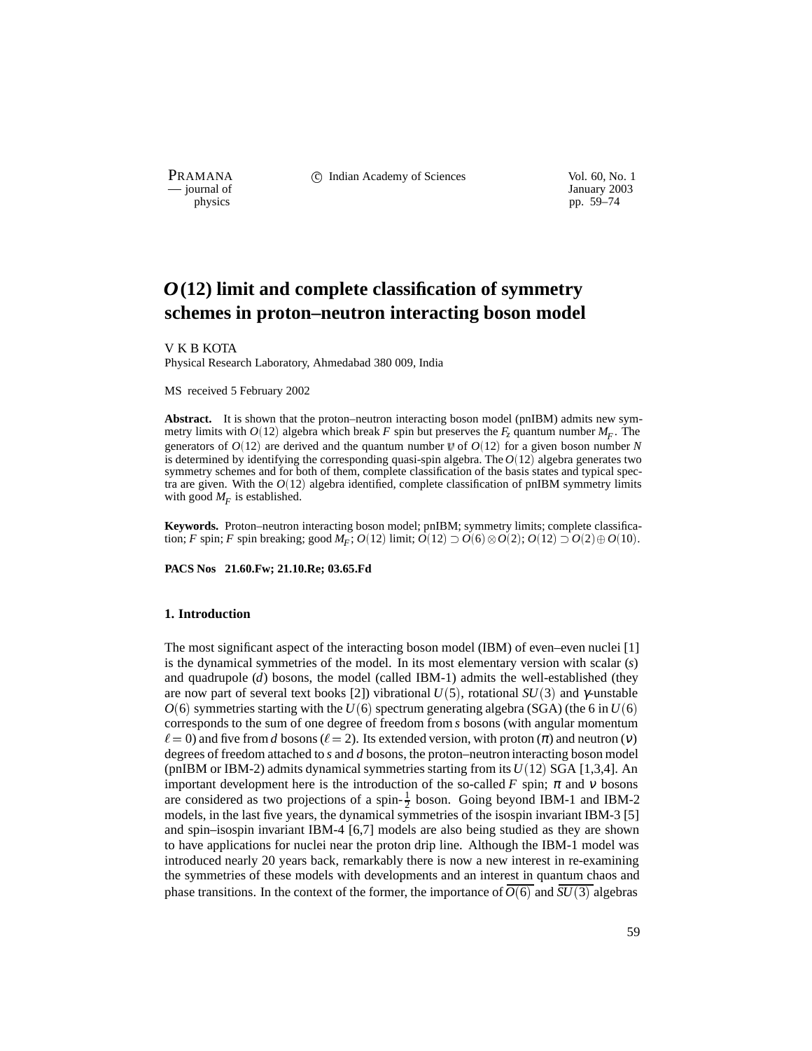# $O(12)$ limit and complete classification of symmetry schemes in proton–neutron interacting boson model

V K B KOTA

Physical Research Laboratory, Ahmedabad 380 009, India

MS received 5 February 2002

**Abstract.** It is shown that the proton–neutron interacting boson model (pnIBM) admits new symmetry limits with $O(12)$ algebra which break $F$ spin but preserves the $F_z$ quantum number $M_F$. The generators of $O(12)$ are derived and the quantum number $\mathbb{V}$ of $O(12)$ for a given boson number $N$ is determined by identifying the corresponding quasi-spin algebra. The $O(12)$ algebra generates two symmetry schemes and for both of them, complete classification of the basis states and typical spectra are given. With the $O(12)$ algebra identified, complete classification of pnIBM symmetry limits with good $M_F$ is established.

**Keywords.** Proton–neutron interacting boson model; pnIBM; symmetry limits; complete classification; $F$ spin; $F$ spin breaking; good $M_F$; $O(12)$ limit; $O(12) \supset O(6) \otimes O(2)$; $O(12) \supset O(2) \oplus O(10)$.

**PACS Nos 21.60.Fw; 21.10.Re; 03.65.Fd**

## 1. Introduction

The most significant aspect of the interacting boson model (IBM) of even–even nuclei [1] is the dynamical symmetries of the model. In its most elementary version with scalar ($s$) and quadrupole ($d$) bosons, the model (called IBM-1) admits the well-established (they are now part of several text books [2]) vibrational $U(5)$, rotational $SU(3)$ and $\gamma$-unstable $O(6)$ symmetries starting with the $U(6)$ spectrum generating algebra (SGA) (the 6 in $U(6)$ corresponds to the sum of one degree of freedom from $s$ bosons (with angular momentum $\ell = 0$) and five from $d$ bosons ($\ell = 2$). Its extended version, with proton ($\pi$) and neutron ($\nu$) degrees of freedom attached to $s$ and $d$ bosons, the proton–neutron interacting boson model (pnIBM or IBM-2) admits dynamical symmetries starting from its $U(12)$ SGA [1,3,4]. An important development here is the introduction of the so-called $F$ spin; $\pi$ and $\nu$ bosons are considered as two projections of a spin-$\frac{1}{2}$ boson. Going beyond IBM-1 and IBM-2 models, in the last five years, the dynamical symmetries of the isospin invariant IBM-3 [5] and spin–isospin invariant IBM-4 [6,7] models are also being studied as they are shown to have applications for nuclei near the proton drip line. Although the IBM-1 model was introduced nearly 20 years back, remarkably there is now a new interest in re-examining the symmetries of these models with developments and an interest in quantum chaos and phase transitions. In the context of the former, the importance of $\overline{O(6)}$ and $\overline{SU(3)}$ algebras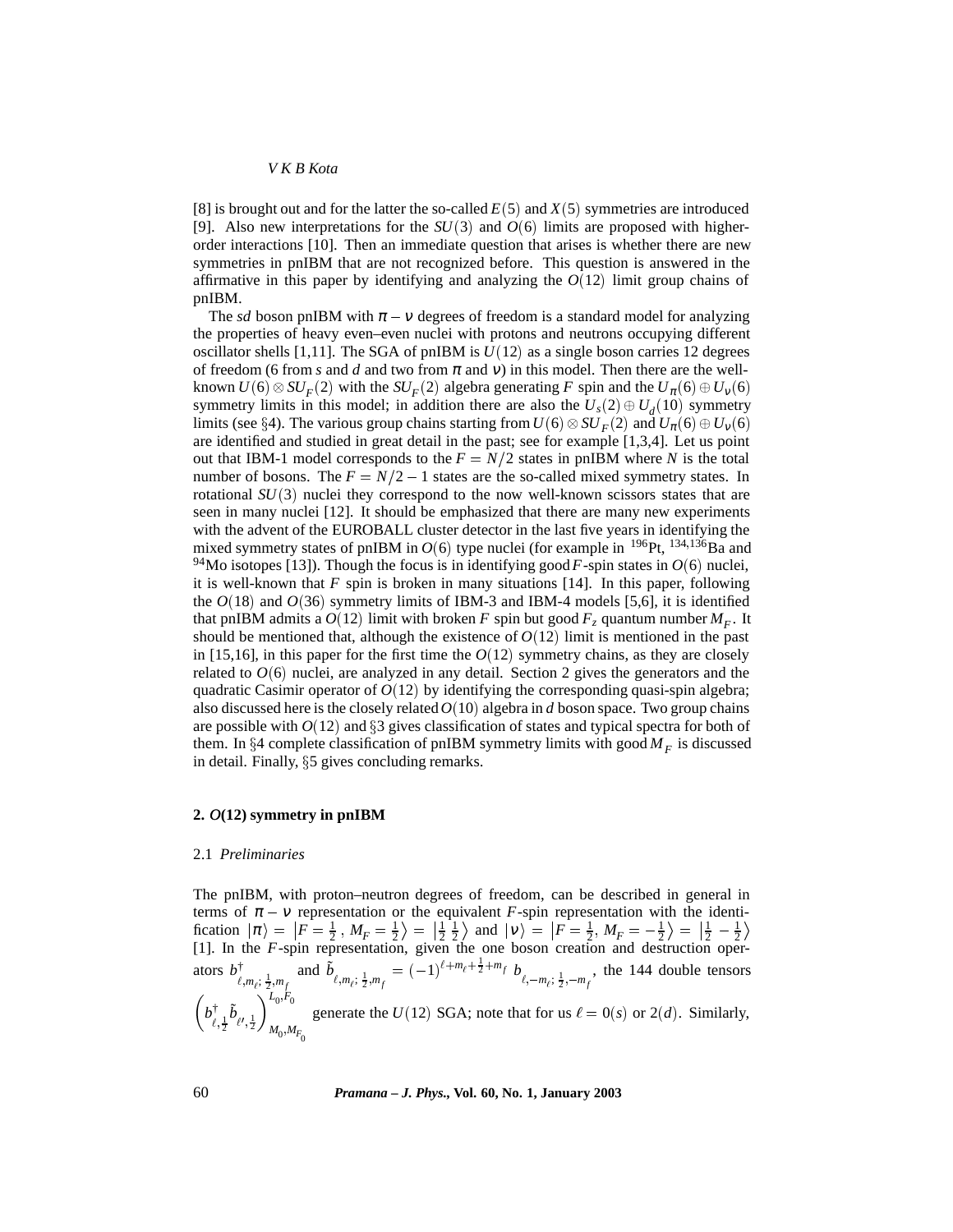[8] is brought out and for the latter the so-called $E(5)$ and $X(5)$ symmetries are introduced [9]. Also new interpretations for the $SU(3)$ and $O(6)$ limits are proposed with higher-order interactions [10]. Then an immediate question that arises is whether there are new symmetries in pnIBM that are not recognized before. This question is answered in the affirmative in this paper by identifying and analyzing the $O(12)$ limit group chains of pnIBM.

The *sd* boson pnIBM with $\pi-\nu$ degrees of freedom is a standard model for analyzing the properties of heavy even–even nuclei with protons and neutrons occupying different oscillator shells [1,11]. The SGA of pnIBM is $U(12)$ as a single boson carries 12 degrees of freedom (6 from *s* and *d* and two from $\pi$ and $\nu$) in this model. Then there are the well-known $U(6)\otimes SU_F(2)$ with the $SU_F(2)$ algebra generating $F$ spin and the $U_\pi(6)\oplus U_\nu(6)$ symmetry limits in this model; in addition there are also the $U_s(2)\oplus U_d(10)$ symmetry limits (see §4). The various group chains starting from $U(6)\otimes SU_F(2)$ and $U_\pi(6)\oplus U_\nu(6)$ are identified and studied in great detail in the past; see for example [1,3,4]. Let us point out that IBM-1 model corresponds to the $F=N/2$ states in pnIBM where $N$ is the total number of bosons. The $F=N/2-1$ states are the so-called mixed symmetry states. In rotational $SU(3)$ nuclei they correspond to the now well-known scissors states that are seen in many nuclei [12]. It should be emphasized that there are many new experiments with the advent of the EUROBALL cluster detector in the last five years in identifying the mixed symmetry states of pnIBM in $O(6)$ type nuclei (for example in $^{196}$Pt, $^{134,136}$Ba and $^{94}$Mo isotopes [13]). Though the focus is in identifying good $F$-spin states in $O(6)$ nuclei, it is well-known that $F$ spin is broken in many situations [14]. In this paper, following the $O(18)$ and $O(36)$ symmetry limits of IBM-3 and IBM-4 models [5,6], it is identified that pnIBM admits a $O(12)$ limit with broken $F$ spin but good $F_z$ quantum number $M_F$. It should be mentioned that, although the existence of $O(12)$ limit is mentioned in the past in [15,16], in this paper for the first time the $O(12)$ symmetry chains, as they are closely related to $O(6)$ nuclei, are analyzed in any detail. Section 2 gives the generators and the quadratic Casimir operator of $O(12)$ by identifying the corresponding quasi-spin algebra; also discussed here is the closely related $O(10)$ algebra in $d$ boson space. Two group chains are possible with $O(12)$ and §3 gives classification of states and typical spectra for both of them. In §4 complete classification of pnIBM symmetry limits with good $M_F$ is discussed in detail. Finally, §5 gives concluding remarks.

## 2. $O(12)$ symmetry in pnIBM

### 2.1 *Preliminaries*

The pnIBM, with proton–neutron degrees of freedom, can be described in general in terms of $\pi-\nu$ representation or the equivalent $F$-spin representation with the identification $|\pi\rangle = \left|F=\frac{1}{2}\,,\, M_F=\frac{1}{2}\right\rangle = \left|\frac{1}{2}\;\frac{1}{2}\right\rangle$ and $|\nu\rangle = \left|F=\frac{1}{2},\, M_F=-\frac{1}{2}\right\rangle = \left|\frac{1}{2}\;-\frac{1}{2}\right\rangle$ [1]. In the $F$-spin representation, given the one boson creation and destruction operators $b^\dagger_{\ell,m_\ell;\,\frac{1}{2},m_f}$ and $\tilde{b}_{\ell,m_\ell;\,\frac{1}{2},m_f} = (-1)^{\ell+m_\ell+\frac{1}{2}+m_f}\, b_{\ell,-m_\ell;\,\frac{1}{2},-m_f}$, the 144 double tensors $\left(b^\dagger_{\ell,\frac{1}{2}}\tilde{b}_{\ell',\frac{1}{2}}\right)^{L_0,F_0}_{M_0,M_{F_0}}$ generate the $U(12)$ SGA; note that for us $\ell=0(s)$ or $2(d)$. Similarly,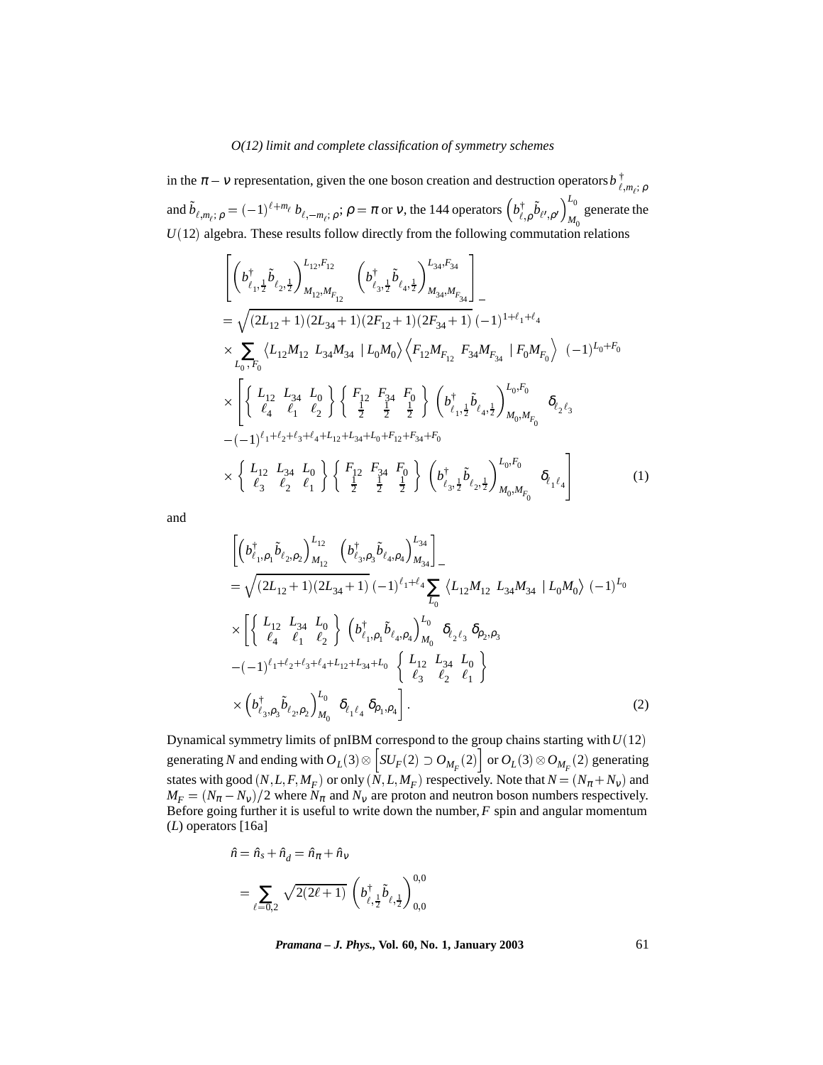in the $\pi - \nu$ representation, given the one boson creation and destruction operators $b^{\dagger}_{\ell,m_\ell;\,\rho}$ and $\tilde{b}_{\ell,m_\ell;\,\rho} = (-1)^{\ell+m_\ell}\, b_{\ell,-m_\ell;\,\rho}$; $\rho = \pi$ or $\nu$, the 144 operators $\left(b^{\dagger}_{\ell,\rho}\tilde{b}_{\ell',\rho'}\right)^{L_0}_{M_0}$ generate the $U(12)$ algebra. These results follow directly from the following commutation relations

$$
\begin{aligned}
&\left[\left(b^{\dagger}_{\ell_1,\frac{1}{2}}\tilde{b}_{\ell_2,\frac{1}{2}}\right)^{L_{12},F_{12}}_{M_{12},M_{F_{12}}} \quad \left(b^{\dagger}_{\ell_3,\frac{1}{2}}\tilde{b}_{\ell_4,\frac{1}{2}}\right)^{L_{34},F_{34}}_{M_{34},M_{F_{34}}}\right]_{-} \\
&= \sqrt{(2L_{12}+1)(2L_{34}+1)(2F_{12}+1)(2F_{34}+1)}\,(-1)^{1+\ell_1+\ell_4} \\
&\times \sum_{L_0,F_0} \left\langle L_{12}M_{12}\ L_{34}M_{34}\mid L_0M_0\right\rangle \left\langle F_{12}M_{F_{12}}\ F_{34}M_{F_{34}}\mid F_0M_{F_0}\right\rangle\ (-1)^{L_0+F_0} \\
&\times \left[\left\{\begin{matrix} L_{12} & L_{34} & L_0 \\ \ell_4 & \ell_1 & \ell_2 \end{matrix}\right\} \left\{\begin{matrix} F_{12} & F_{34} & F_0 \\ \frac{1}{2} & \frac{1}{2} & \frac{1}{2} \end{matrix}\right\} \left(b^{\dagger}_{\ell_1,\frac{1}{2}}\tilde{b}_{\ell_4,\frac{1}{2}}\right)^{L_0,F_0}_{M_0,M_{F_0}} \delta_{\ell_2\ell_3}\right. \\
&-(-1)^{\ell_1+\ell_2+\ell_3+\ell_4+L_{12}+L_{34}+L_0+F_{12}+F_{34}+F_0} \\
&\left.\times \left\{\begin{matrix} L_{12} & L_{34} & L_0 \\ \ell_3 & \ell_2 & \ell_1 \end{matrix}\right\} \left\{\begin{matrix} F_{12} & F_{34} & F_0 \\ \frac{1}{2} & \frac{1}{2} & \frac{1}{2} \end{matrix}\right\} \left(b^{\dagger}_{\ell_3,\frac{1}{2}}\tilde{b}_{\ell_2,\frac{1}{2}}\right)^{L_0,F_0}_{M_0,M_{F_0}} \delta_{\ell_1\ell_4}\right]
\end{aligned} \tag{1}
$$

and

$$
\begin{aligned}
&\left[\left(b^{\dagger}_{\ell_1,\rho_1}\tilde{b}_{\ell_2,\rho_2}\right)^{L_{12}}_{M_{12}} \quad \left(b^{\dagger}_{\ell_3,\rho_3}\tilde{b}_{\ell_4,\rho_4}\right)^{L_{34}}_{M_{34}}\right]_{-} \\
&= \sqrt{(2L_{12}+1)(2L_{34}+1)}\,(-1)^{\ell_1+\ell_4} \sum_{L_0} \left\langle L_{12}M_{12}\ L_{34}M_{34}\mid L_0M_0\right\rangle\ (-1)^{L_0} \\
&\times \left[\left\{\begin{matrix} L_{12} & L_{34} & L_0 \\ \ell_4 & \ell_1 & \ell_2 \end{matrix}\right\} \left(b^{\dagger}_{\ell_1,\rho_1}\tilde{b}_{\ell_4,\rho_4}\right)^{L_0}_{M_0} \delta_{\ell_2\ell_3}\,\delta_{\rho_2,\rho_3}\right. \\
&-(-1)^{\ell_1+\ell_2+\ell_3+\ell_4+L_{12}+L_{34}+L_0} \left\{\begin{matrix} L_{12} & L_{34} & L_0 \\ \ell_3 & \ell_2 & \ell_1 \end{matrix}\right\} \\
&\left.\times \left(b^{\dagger}_{\ell_3,\rho_3}\tilde{b}_{\ell_2,\rho_2}\right)^{L_0}_{M_0} \delta_{\ell_1\ell_4}\,\delta_{\rho_1,\rho_4}\right].
\end{aligned} \tag{2}
$$

Dynamical symmetry limits of pnIBM correspond to the group chains starting with $U(12)$ generating $N$ and ending with $O_L(3) \otimes \left[SU_F(2) \supset O_{M_F}(2)\right]$ or $O_L(3) \otimes O_{M_F}(2)$ generating states with good $(N, L, F, M_F)$ or only $(N, L, M_F)$ respectively. Note that $N = (N_\pi + N_\nu)$ and $M_F = (N_\pi - N_\nu)/2$ where $N_\pi$ and $N_\nu$ are proton and neutron boson numbers respectively. Before going further it is useful to write down the number, $F$ spin and angular momentum ($L$) operators [16a]

$$
\begin{aligned}
\hat{n} &= \hat{n}_s + \hat{n}_d = \hat{n}_\pi + \hat{n}_\nu \\
&= \sum_{\ell=0,2} \sqrt{2(2\ell+1)}\, \left(b^{\dagger}_{\ell,\frac{1}{2}}\tilde{b}_{\ell,\frac{1}{2}}\right)^{0,0}_{0,0}
\end{aligned}
$$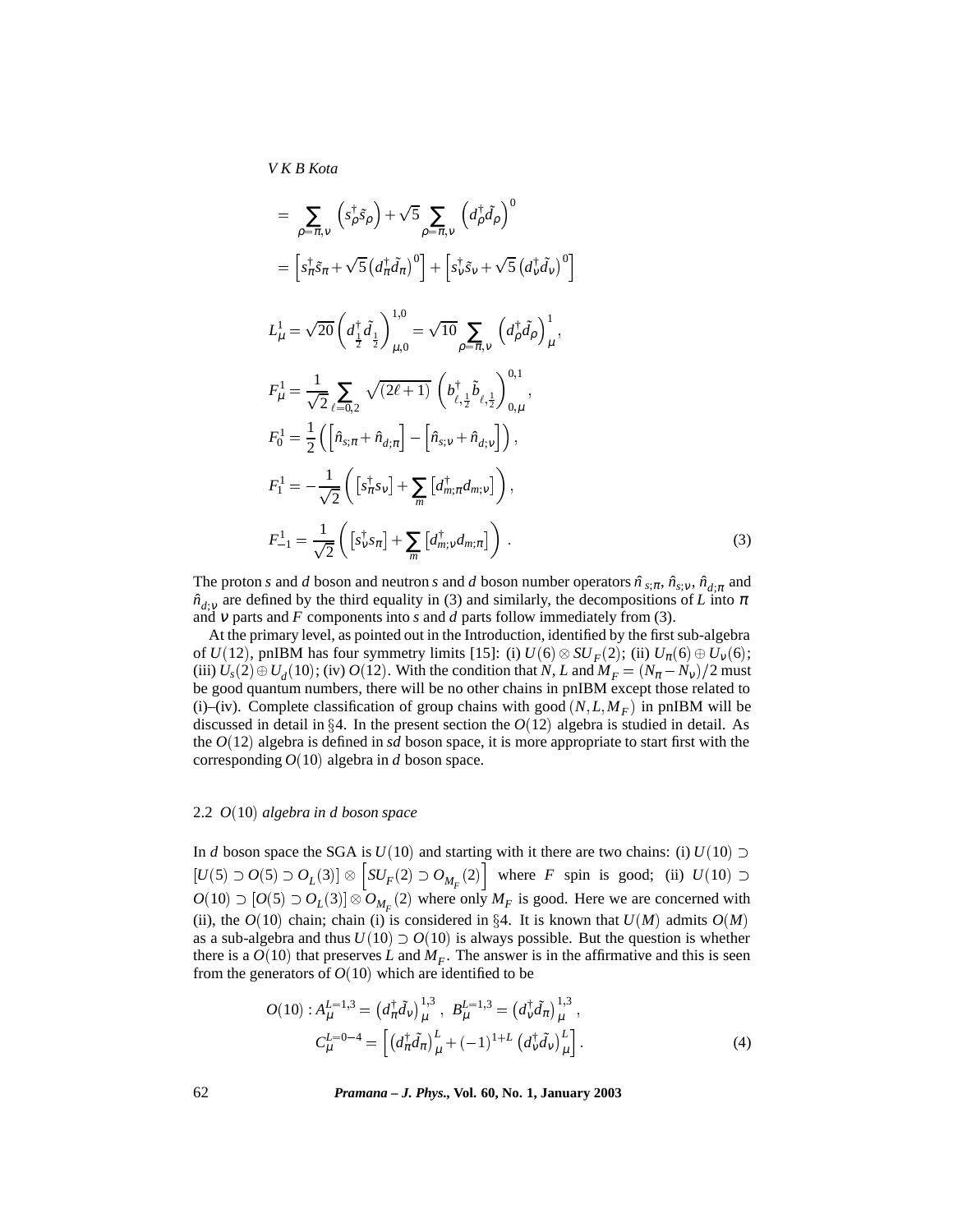$$= \sum_{\rho=\pi,\nu} \left(s^\dagger_\rho \tilde{s}_\rho\right) + \sqrt{5} \sum_{\rho=\pi,\nu} \left(d^\dagger_\rho \tilde{d}_\rho\right)^0$$

$$= \left[s^\dagger_\pi \tilde{s}_\pi + \sqrt{5}\left(d^\dagger_\pi \tilde{d}_\pi\right)^0\right] + \left[s^\dagger_\nu \tilde{s}_\nu + \sqrt{5}\left(d^\dagger_\nu \tilde{d}_\nu\right)^0\right]$$

$$L^1_\mu = \sqrt{20}\left(d^\dagger_{\frac{1}{2}} \tilde{d}_{\frac{1}{2}}\right)^{1,0}_{\mu,0} = \sqrt{10} \sum_{\rho=\pi,\nu} \left(d^\dagger_\rho \tilde{d}_\rho\right)^1_\mu,$$

$$F^1_\mu = \frac{1}{\sqrt{2}} \sum_{\ell=0,2} \sqrt{(2\ell+1)} \left(b^\dagger_{\ell,\frac{1}{2}} \tilde{b}_{\ell,\frac{1}{2}}\right)^{0,1}_{0,\mu},$$

$$F^1_0 = \frac{1}{2}\left(\left[\hat{n}_{s;\pi} + \hat{n}_{d;\pi}\right] - \left[\hat{n}_{s;\nu} + \hat{n}_{d;\nu}\right]\right),$$

$$F^1_1 = -\frac{1}{\sqrt{2}}\left(\left[s^\dagger_\pi s_\nu\right] + \sum_m \left[d^\dagger_{m;\pi} d_{m;\nu}\right]\right),$$

$$F^1_{-1} = \frac{1}{\sqrt{2}}\left(\left[s^\dagger_\nu s_\pi\right] + \sum_m \left[d^\dagger_{m;\nu} d_{m;\pi}\right]\right). \tag{3}$$

The proton $s$ and $d$ boson and neutron $s$ and $d$ boson number operators $\hat{n}_{s;\pi}$, $\hat{n}_{s;\nu}$, $\hat{n}_{d;\pi}$ and $\hat{n}_{d;\nu}$ are defined by the third equality in (3) and similarly, the decompositions of $L$ into $\pi$ and $\nu$ parts and $F$ components into $s$ and $d$ parts follow immediately from (3).

At the primary level, as pointed out in the Introduction, identified by the first sub-algebra of $U(12)$, pnIBM has four symmetry limits [15]: (i) $U(6) \otimes SU_F(2)$; (ii) $U_\pi(6) \oplus U_\nu(6)$; (iii) $U_s(2) \oplus U_d(10)$; (iv) $O(12)$. With the condition that $N$, $L$ and $M_F = (N_\pi - N_\nu)/2$ must be good quantum numbers, there will be no other chains in pnIBM except those related to (i)–(iv). Complete classification of group chains with good $(N, L, M_F)$ in pnIBM will be discussed in detail in §4. In the present section the $O(12)$ algebra is studied in detail. As the $O(12)$ algebra is defined in *sd* boson space, it is more appropriate to start first with the corresponding $O(10)$ algebra in $d$ boson space.

### 2.2 $O(10)$ *algebra in d boson space*

In $d$ boson space the SGA is $U(10)$ and starting with it there are two chains: (i) $U(10) \supset [U(5) \supset O(5) \supset O_L(3)] \otimes \left[SU_F(2) \supset O_{M_F}(2)\right]$ where $F$ spin is good; (ii) $U(10) \supset O(10) \supset [O(5) \supset O_L(3)] \otimes O_{M_F}(2)$ where only $M_F$ is good. Here we are concerned with (ii), the $O(10)$ chain; chain (i) is considered in §4. It is known that $U(M)$ admits $O(M)$ as a sub-algebra and thus $U(10) \supset O(10)$ is always possible. But the question is whether there is a $O(10)$ that preserves $L$ and $M_F$. The answer is in the affirmative and this is seen from the generators of $O(10)$ which are identified to be

$$O(10): A^{L=1,3}_\mu = \left(d^\dagger_\pi \tilde{d}_\nu\right)^{1,3}_\mu, \; B^{L=1,3}_\mu = \left(d^\dagger_\nu \tilde{d}_\pi\right)^{1,3}_\mu,$$
$$C^{L=0-4}_\mu = \left[\left(d^\dagger_\pi \tilde{d}_\pi\right)^L_\mu + (-1)^{1+L}\left(d^\dagger_\nu \tilde{d}_\nu\right)^L_\mu\right]. \tag{4}$$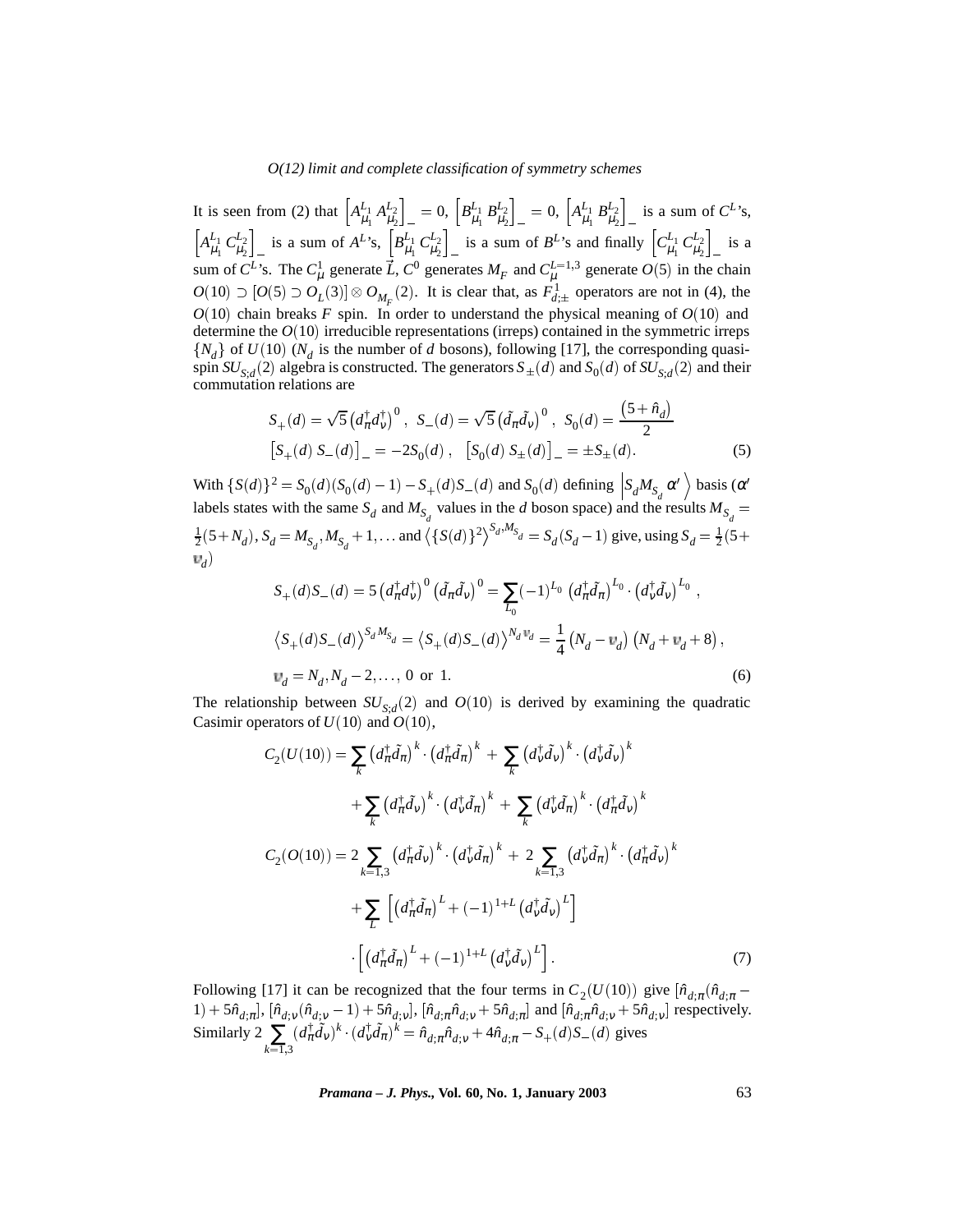It is seen from (2) that $\left[A^{L_1}_{\mu_1}\, A^{L_2}_{\mu_2}\right]_- = 0$, $\left[B^{L_1}_{\mu_1}\, B^{L_2}_{\mu_2}\right]_- = 0$, $\left[A^{L_1}_{\mu_1}\, B^{L_2}_{\mu_2}\right]_-$ is a sum of $C^L$'s, $\left[A^{L_1}_{\mu_1}\, C^{L_2}_{\mu_2}\right]_-$ is a sum of $A^L$'s, $\left[B^{L_1}_{\mu_1}\, C^{L_2}_{\mu_2}\right]_-$ is a sum of $B^L$'s and finally $\left[C^{L_1}_{\mu_1}\, C^{L_2}_{\mu_2}\right]_-$ is a sum of $C^L$'s. The $C^1_\mu$ generate $\vec{L}$, $C^0$ generates $M_F$ and $C^{L=1,3}_\mu$ generate $O(5)$ in the chain $O(10) \supset [O(5) \supset O_L(3)] \otimes O_{M_F}(2)$. It is clear that, as $F^1_{d;\pm}$ operators are not in (4), the $O(10)$ chain breaks $F$ spin. In order to understand the physical meaning of $O(10)$ and determine the $O(10)$ irreducible representations (irreps) contained in the symmetric irreps $\{N_d\}$ of $U(10)$ ($N_d$ is the number of $d$ bosons), following [17], the corresponding quasi-spin $SU_{S;d}(2)$ algebra is constructed. The generators $S_\pm(d)$ and $S_0(d)$ of $SU_{S;d}(2)$ and their commutation relations are

$$
\begin{aligned}
&S_+(d) = \sqrt{5}\left(d^\dagger_\pi d^\dagger_\nu\right)^0, \;\; S_-(d) = \sqrt{5}\left(\tilde{d}_\pi \tilde{d}_\nu\right)^0, \;\; S_0(d) = \frac{\left(5+\hat{n}_d\right)}{2} \\
&\left[S_+(d)\; S_-(d)\right]_- = -2S_0(d)\,, \quad \left[S_0(d)\; S_\pm(d)\right]_- = \pm S_\pm(d). 
\end{aligned}
\tag{5}
$$

With $\{S(d)\}^2 = S_0(d)(S_0(d)-1) - S_+(d)S_-(d)$ and $S_0(d)$ defining $\left|S_d M_{S_d}\, \alpha'\right\rangle$ basis ($\alpha'$ labels states with the same $S_d$ and $M_{S_d}$ values in the $d$ boson space) and the results $M_{S_d} = \frac{1}{2}(5+N_d)$, $S_d = M_{S_d}, M_{S_d}+1, \ldots$ and $\left\langle \{S(d)\}^2 \right\rangle^{S_d, M_{S_d}} = S_d(S_d-1)$ give, using $S_d = \frac{1}{2}(5+v_d)$

$$
\begin{aligned}
&S_+(d)S_-(d) = 5\left(d^\dagger_\pi d^\dagger_\nu\right)^0 \left(\tilde{d}_\pi \tilde{d}_\nu\right)^0 = \sum_{L_0} (-1)^{L_0} \left(d^\dagger_\pi \tilde{d}_\pi\right)^{L_0} \cdot \left(d^\dagger_\nu \tilde{d}_\nu\right)^{L_0}, \\
&\left\langle S_+(d)S_-(d)\right\rangle^{S_d M_{S_d}} = \left\langle S_+(d)S_-(d)\right\rangle^{N_d v_d} = \frac{1}{4}\left(N_d - v_d\right)\left(N_d + v_d + 8\right), \\
&v_d = N_d, N_d - 2, \ldots, 0 \text{ or } 1.
\end{aligned}
\tag{6}
$$

The relationship between $SU_{S;d}(2)$ and $O(10)$ is derived by examining the quadratic Casimir operators of $U(10)$ and $O(10)$,

$$
\begin{aligned}
C_2(U(10)) &= \sum_k \left(d^\dagger_\pi \tilde{d}_\pi\right)^k \cdot \left(d^\dagger_\pi \tilde{d}_\pi\right)^k + \sum_k \left(d^\dagger_\nu \tilde{d}_\nu\right)^k \cdot \left(d^\dagger_\nu \tilde{d}_\nu\right)^k \\
&\quad + \sum_k \left(d^\dagger_\pi \tilde{d}_\nu\right)^k \cdot \left(d^\dagger_\nu \tilde{d}_\pi\right)^k + \sum_k \left(d^\dagger_\nu \tilde{d}_\pi\right)^k \cdot \left(d^\dagger_\pi \tilde{d}_\nu\right)^k \\
C_2(O(10)) &= 2\sum_{k=1,3} \left(d^\dagger_\pi \tilde{d}_\nu\right)^k \cdot \left(d^\dagger_\nu \tilde{d}_\pi\right)^k + 2\sum_{k=1,3} \left(d^\dagger_\nu \tilde{d}_\pi\right)^k \cdot \left(d^\dagger_\pi \tilde{d}_\nu\right)^k \\
&\quad + \sum_L \left[\left(d^\dagger_\pi \tilde{d}_\pi\right)^L + (-1)^{1+L}\left(d^\dagger_\nu \tilde{d}_\nu\right)^L\right] \\
&\quad \cdot \left[\left(d^\dagger_\pi \tilde{d}_\pi\right)^L + (-1)^{1+L}\left(d^\dagger_\nu \tilde{d}_\nu\right)^L\right].
\end{aligned}
\tag{7}
$$

Following [17] it can be recognized that the four terms in $C_2(U(10))$ give $[\hat{n}_{d;\pi}(\hat{n}_{d;\pi} - 1) + 5\hat{n}_{d;\pi}]$, $[\hat{n}_{d;\nu}(\hat{n}_{d;\nu} - 1) + 5\hat{n}_{d;\nu}]$, $[\hat{n}_{d;\pi}\hat{n}_{d;\nu} + 5\hat{n}_{d;\pi}]$ and $[\hat{n}_{d;\pi}\hat{n}_{d;\nu} + 5\hat{n}_{d;\nu}]$ respectively. Similarly $2\sum_{k=1,3} (d^\dagger_\pi \tilde{d}_\nu)^k \cdot (d^\dagger_\nu \tilde{d}_\pi)^k = \hat{n}_{d;\pi}\hat{n}_{d;\nu} + 4\hat{n}_{d;\pi} - S_+(d)S_-(d)$ gives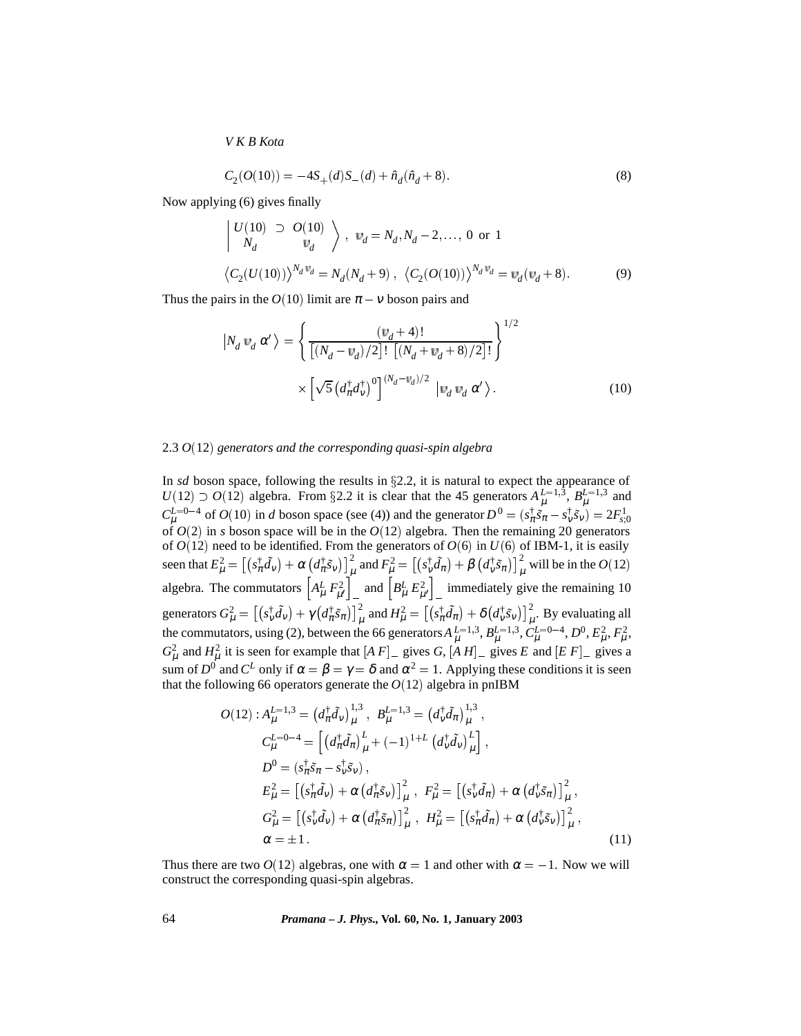$$C_2(O(10)) = -4S_+(d)S_-(d) + \hat{n}_d(\hat{n}_d + 8). \tag{8}$$

Now applying (6) gives finally

$$\left| \begin{array}{ccc} U(10) & \supset & O(10) \\ N_d & & v_d \end{array} \right\rangle , \quad v_d = N_d, N_d - 2, \ldots, \ 0 \ \text{or} \ 1$$

$$\left\langle C_2(U(10)) \right\rangle^{N_d v_d} = N_d(N_d+9) \, , \ \left\langle C_2(O(10)) \right\rangle^{N_d v_d} = v_d(v_d+8). \tag{9}$$

Thus the pairs in the $O(10)$ limit are $\pi - \nu$ boson pairs and

$$\left| N_d \, v_d \, \alpha' \right\rangle = \left\{ \frac{(v_d+4)!}{[(N_d - v_d)/2]! \ [(N_d + v_d + 8)/2]!} \right\}^{1/2}$$

$$\times \left[ \sqrt{5} \left( d_\pi^\dagger d_\nu^\dagger \right)^0 \right]^{(N_d - v_d)/2} \left| v_d \, v_d \, \alpha' \right\rangle . \tag{10}$$

2.3 $O(12)$ *generators and the corresponding quasi-spin algebra*

In *sd* boson space, following the results in §2.2, it is natural to expect the appearance of $U(12) \supset O(12)$ algebra. From §2.2 it is clear that the 45 generators $A_\mu^{L=1,3}$, $B_\mu^{L=1,3}$ and $C_\mu^{L=0-4}$ of $O(10)$ in $d$ boson space (see (4)) and the generator $D^0 = (s_\pi^\dagger \tilde{s}_\pi - s_\nu^\dagger \tilde{s}_\nu) = 2F_{s;0}^1$ of $O(2)$ in $s$ boson space will be in the $O(12)$ algebra. Then the remaining 20 generators of $O(12)$ need to be identified. From the generators of $O(6)$ in $U(6)$ of IBM-1, it is easily seen that $E_\mu^2 = \left[ \left( s_\pi^\dagger \tilde{d}_\nu \right) + \alpha \left( d_\pi^\dagger \tilde{s}_\nu \right) \right]_\mu^2$ and $F_\mu^2 = \left[ \left( s_\nu^\dagger \tilde{d}_\pi \right) + \beta \left( d_\nu^\dagger \tilde{s}_\pi \right) \right]_\mu^2$ will be in the $O(12)$ algebra. The commutators $\left[ A_\mu^L \, F_{\mu'}^2 \right]_-$ and $\left[ B_\mu^L \, E_{\mu'}^2 \right]_-$ immediately give the remaining 10 generators $G_\mu^2 = \left[ \left( s_\nu^\dagger \tilde{d}_\nu \right) + \gamma \left( d_\pi^\dagger \tilde{s}_\pi \right) \right]_\mu^2$ and $H_\mu^2 = \left[ \left( s_\pi^\dagger \tilde{d}_\pi \right) + \delta \left( d_\nu^\dagger \tilde{s}_\nu \right) \right]_\mu^2$. By evaluating all the commutators, using (2), between the 66 generators $A_\mu^{L=1,3}$, $B_\mu^{L=1,3}$, $C_\mu^{L=0-4}$, $D^0$, $E_\mu^2$, $F_\mu^2$, $G_\mu^2$ and $H_\mu^2$ it is seen for example that $[A \, F]_-$ gives $G$, $[A \, H]_-$ gives $E$ and $[E \, F]_-$ gives a sum of $D^0$ and $C^L$ only if $\alpha = \beta = \gamma = \delta$ and $\alpha^2 = 1$. Applying these conditions it is seen that the following 66 operators generate the $O(12)$ algebra in pnIBM

$$\begin{aligned}
O(12) : A_\mu^{L=1,3} &= \left( d_\pi^\dagger \tilde{d}_\nu \right)_\mu^{1,3} , \ B_\mu^{L=1,3} = \left( d_\nu^\dagger \tilde{d}_\pi \right)_\mu^{1,3} , \\
C_\mu^{L=0-4} &= \left[ \left( d_\pi^\dagger \tilde{d}_\pi \right)_\mu^L + (-1)^{1+L} \left( d_\nu^\dagger \tilde{d}_\nu \right)_\mu^L \right] , \\
D^0 &= \left( s_\pi^\dagger \tilde{s}_\pi - s_\nu^\dagger \tilde{s}_\nu \right) , \\
E_\mu^2 &= \left[ \left( s_\pi^\dagger \tilde{d}_\nu \right) + \alpha \left( d_\pi^\dagger \tilde{s}_\nu \right) \right]_\mu^2 , \ F_\mu^2 = \left[ \left( s_\nu^\dagger \tilde{d}_\pi \right) + \alpha \left( d_\nu^\dagger \tilde{s}_\pi \right) \right]_\mu^2 , \\
G_\mu^2 &= \left[ \left( s_\nu^\dagger \tilde{d}_\nu \right) + \alpha \left( d_\pi^\dagger \tilde{s}_\pi \right) \right]_\mu^2 , \ H_\mu^2 = \left[ \left( s_\pi^\dagger \tilde{d}_\pi \right) + \alpha \left( d_\nu^\dagger \tilde{s}_\nu \right) \right]_\mu^2 , \\
\alpha &= \pm 1 .
\end{aligned} \tag{11}$$

Thus there are two $O(12)$ algebras, one with $\alpha = 1$ and other with $\alpha = -1$. Now we will construct the corresponding quasi-spin algebras.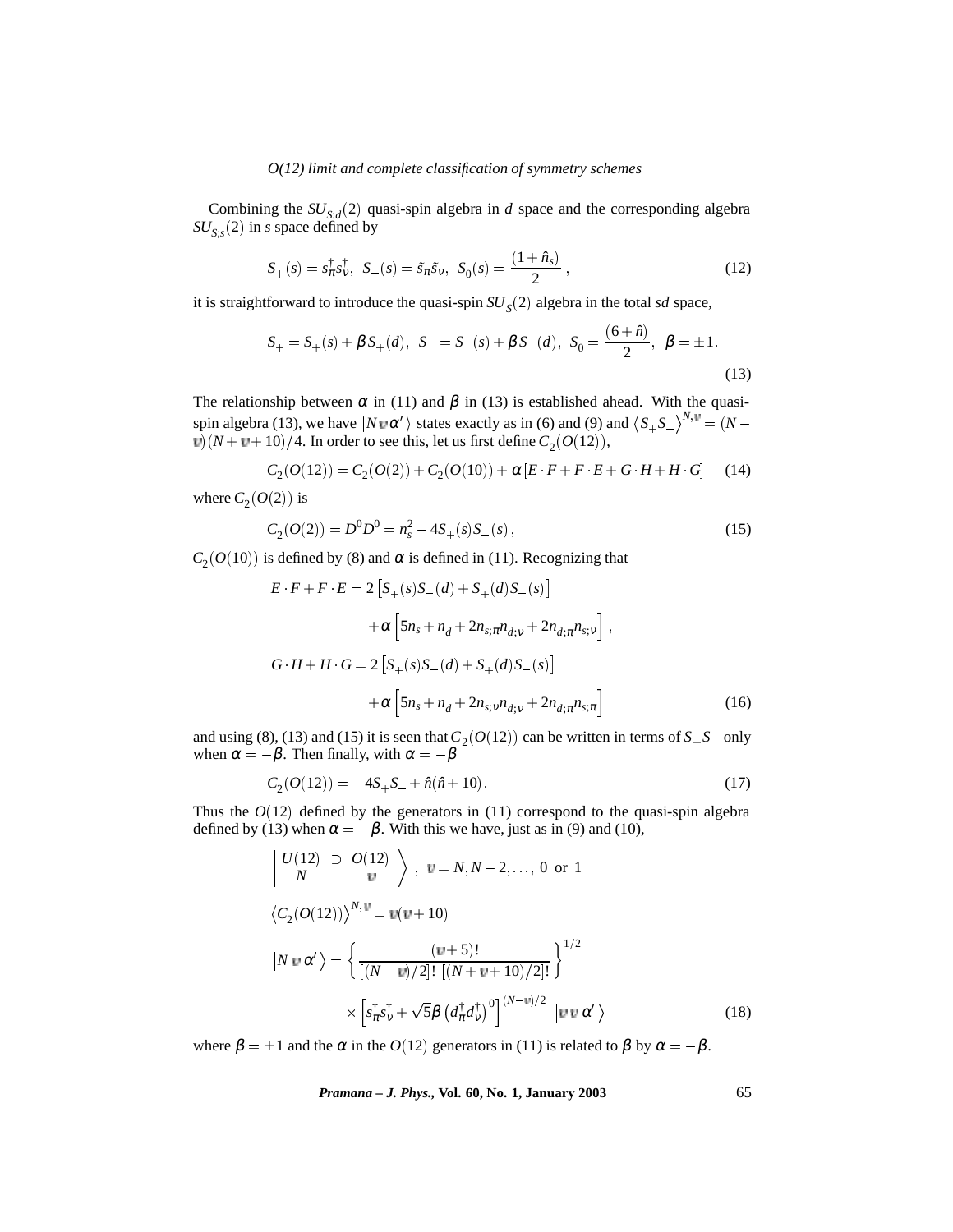Combining the $SU_{S;d}(2)$ quasi-spin algebra in $d$ space and the corresponding algebra $SU_{S;s}(2)$ in $s$ space defined by

$$S_+(s) = s_\pi^\dagger s_\nu^\dagger, \;\; S_-(s) = \tilde{s}_\pi \tilde{s}_\nu, \;\; S_0(s) = \frac{(1+\hat{n}_s)}{2}\,, \tag{12}$$

it is straightforward to introduce the quasi-spin $SU_S(2)$ algebra in the total $sd$ space,

$$S_+ = S_+(s) + \beta S_+(d), \;\; S_- = S_-(s) + \beta S_-(d), \;\; S_0 = \frac{(6+\hat{n})}{2}, \;\; \beta = \pm 1. \tag{13}$$

The relationship between $\alpha$ in (11) and $\beta$ in (13) is established ahead. With the quasi-spin algebra (13), we have $|N\,\mathrm{v}\,\alpha'\rangle$ states exactly as in (6) and (9) and $\langle S_+S_-\rangle^{N,\mathrm{v}} = (N-\mathrm{v})(N+\mathrm{v}+10)/4$. In order to see this, let us first define $C_2(O(12))$,

$$C_2(O(12)) = C_2(O(2)) + C_2(O(10)) + \alpha\left[E\cdot F + F\cdot E + G\cdot H + H\cdot G\right] \tag{14}$$

where $C_2(O(2))$ is

$$C_2(O(2)) = D^0 D^0 = n_s^2 - 4S_+(s)S_-(s)\,, \tag{15}$$

$C_2(O(10))$ is defined by (8) and $\alpha$ is defined in (11). Recognizing that

$$\begin{aligned}
E\cdot F + F\cdot E &= 2\left[S_+(s)S_-(d) + S_+(d)S_-(s)\right] \\
&\quad + \alpha\left[5n_s + n_d + 2n_{s;\pi}n_{d;\nu} + 2n_{d;\pi}n_{s;\nu}\right], \\
G\cdot H + H\cdot G &= 2\left[S_+(s)S_-(d) + S_+(d)S_-(s)\right] \\
&\quad + \alpha\left[5n_s + n_d + 2n_{s;\nu}n_{d;\nu} + 2n_{d;\pi}n_{s;\pi}\right]
\end{aligned} \tag{16}$$

and using (8), (13) and (15) it is seen that $C_2(O(12))$ can be written in terms of $S_+S_-$ only when $\alpha = -\beta$. Then finally, with $\alpha = -\beta$

$$C_2(O(12)) = -4S_+S_- + \hat{n}(\hat{n}+10)\,. \tag{17}$$

Thus the $O(12)$ defined by the generators in (11) correspond to the quasi-spin algebra defined by (13) when $\alpha = -\beta$. With this we have, just as in (9) and (10),

$$\begin{aligned}
&\left|\begin{array}{ccc} U(12) & \supset & O(12) \\ N & & \mathrm{v} \end{array}\right\rangle, \;\; \mathrm{v} = N, N-2, \ldots, 0 \text{ or } 1 \\
&\langle C_2(O(12))\rangle^{N,\mathrm{v}} = \mathrm{v}(\mathrm{v}+10) \\
&|N\,\mathrm{v}\,\alpha'\rangle = \left\{\frac{(\mathrm{v}+5)!}{[(N-\mathrm{v})/2]!\;[(N+\mathrm{v}+10)/2]!}\right\}^{1/2} \\
&\qquad \times \left[s_\pi^\dagger s_\nu^\dagger + \sqrt{5}\beta\left(d_\pi^\dagger d_\nu^\dagger\right)^0\right]^{(N-\mathrm{v})/2}\;|\mathrm{v}\,\mathrm{v}\,\alpha'\rangle
\end{aligned} \tag{18}$$

where $\beta = \pm 1$ and the $\alpha$ in the $O(12)$ generators in (11) is related to $\beta$ by $\alpha = -\beta$.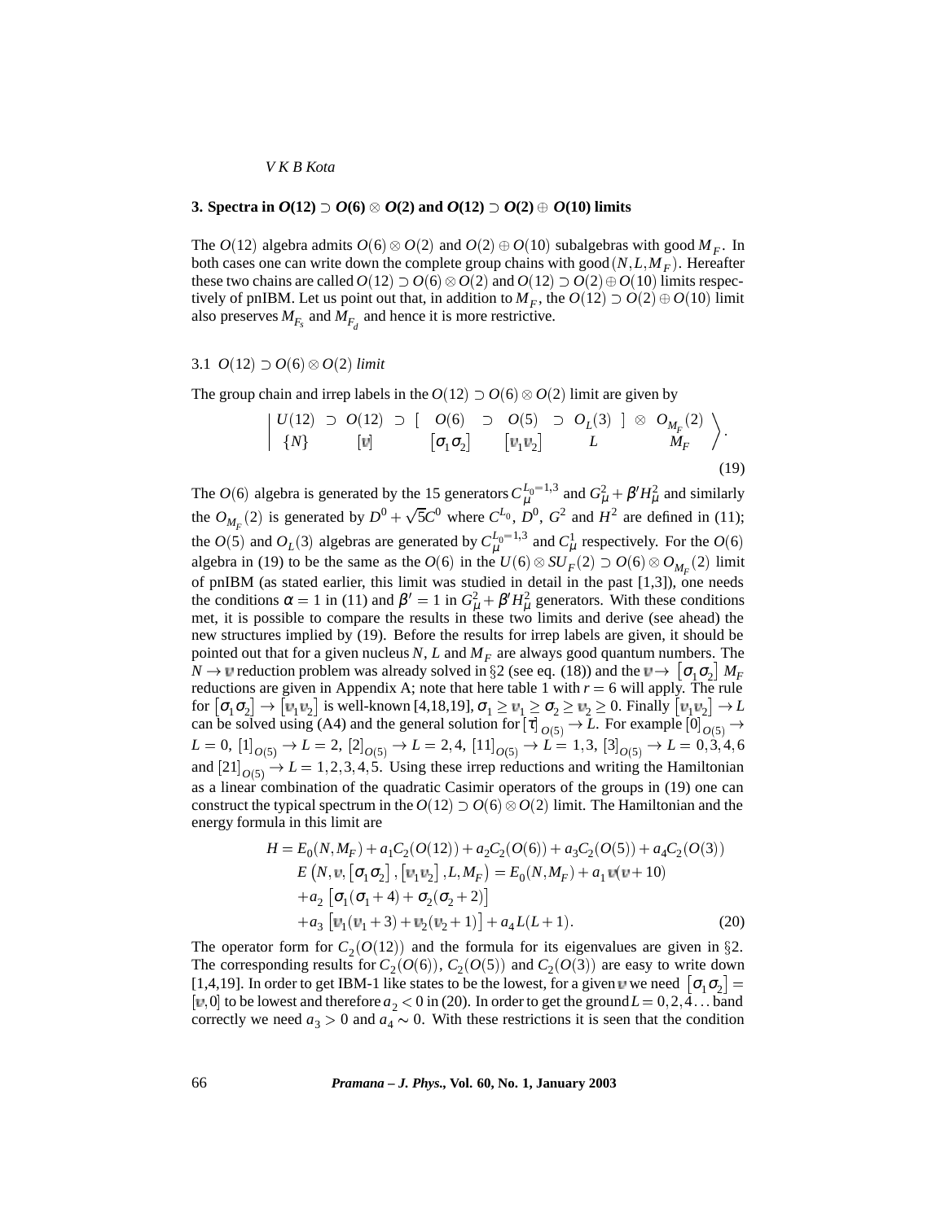## 3. Spectra in $O(12) \supset O(6) \otimes O(2)$ and $O(12) \supset O(2) \oplus O(10)$ limits

The $O(12)$ algebra admits $O(6) \otimes O(2)$ and $O(2) \oplus O(10)$ subalgebras with good $M_F$. In both cases one can write down the complete group chains with good $(N, L, M_F)$. Hereafter these two chains are called $O(12) \supset O(6) \otimes O(2)$ and $O(12) \supset O(2) \oplus O(10)$ limits respectively of pnIBM. Let us point out that, in addition to $M_F$, the $O(12) \supset O(2) \oplus O(10)$ limit also preserves $M_{F_s}$ and $M_{F_d}$ and hence it is more restrictive.

### 3.1 $O(12) \supset O(6) \otimes O(2)$ *limit*

The group chain and irrep labels in the $O(12) \supset O(6) \otimes O(2)$ limit are given by

$$\left| \begin{array}{ccccccccccc} U(12) & \supset & O(12) & \supset & [ & O(6) & \supset & O(5) & \supset & O_L(3) & ] & \otimes & O_{M_F}(2) \\ \{N\} & & [\mathsf{v}] & & & [\sigma_1 \sigma_2] & & [\mathsf{v}_1 \mathsf{v}_2] & & L & & & M_F \end{array} \right\rangle . \tag{19}$$

The $O(6)$ algebra is generated by the 15 generators $C^{L_0=1,3}_\mu$ and $G^2_\mu + \beta' H^2_\mu$ and similarly the $O_{M_F}(2)$ is generated by $D^0 + \sqrt{5} C^0$ where $C^{L_0}$, $D^0$, $G^2$ and $H^2$ are defined in (11); the $O(5)$ and $O_L(3)$ algebras are generated by $C^{L_0=1,3}_\mu$ and $C^1_\mu$ respectively. For the $O(6)$ algebra in (19) to be the same as the $O(6)$ in the $U(6) \otimes SU_F(2) \supset O(6) \otimes O_{M_F}(2)$ limit of pnIBM (as stated earlier, this limit was studied in detail in the past [1,3]), one needs the conditions $\alpha = 1$ in (11) and $\beta' = 1$ in $G^2_\mu + \beta' H^2_\mu$ generators. With these conditions met, it is possible to compare the results in these two limits and derive (see ahead) the new structures implied by (19). Before the results for irrep labels are given, it should be pointed out that for a given nucleus $N$, $L$ and $M_F$ are always good quantum numbers. The $N \to \mathsf{v}$ reduction problem was already solved in §2 (see eq. (18)) and the $\mathsf{v} \to [\sigma_1 \sigma_2]\ M_F$ reductions are given in Appendix A; note that here table 1 with $r = 6$ will apply. The rule for $[\sigma_1 \sigma_2] \to [\mathsf{v}_1 \mathsf{v}_2]$ is well-known [4,18,19], $\sigma_1 \geq \mathsf{v}_1 \geq \sigma_2 \geq \mathsf{v}_2 \geq 0$. Finally $[\mathsf{v}_1 \mathsf{v}_2] \to L$ can be solved using (A4) and the general solution for $[\tau]_{O(5)} \to L$. For example $[0]_{O(5)} \to L = 0$, $[1]_{O(5)} \to L = 2$, $[2]_{O(5)} \to L = 2, 4$, $[11]_{O(5)} \to L = 1, 3$, $[3]_{O(5)} \to L = 0, 3, 4, 6$ and $[21]_{O(5)} \to L = 1, 2, 3, 4, 5$. Using these irrep reductions and writing the Hamiltonian as a linear combination of the quadratic Casimir operators of the groups in (19) one can construct the typical spectrum in the $O(12) \supset O(6) \otimes O(2)$ limit. The Hamiltonian and the energy formula in this limit are

$$\begin{aligned} H &= E_0(N, M_F) + a_1 C_2(O(12)) + a_2 C_2(O(6)) + a_3 C_2(O(5)) + a_4 C_2(O(3)) \\ E&\left(N, \mathsf{v}, [\sigma_1 \sigma_2], [\mathsf{v}_1 \mathsf{v}_2], L, M_F\right) = E_0(N, M_F) + a_1\, \mathsf{v}(\mathsf{v} + 10) \\ &+ a_2 \left[\sigma_1(\sigma_1 + 4) + \sigma_2(\sigma_2 + 2)\right] \\ &+ a_3 \left[\mathsf{v}_1(\mathsf{v}_1 + 3) + \mathsf{v}_2(\mathsf{v}_2 + 1)\right] + a_4 L(L + 1). \end{aligned} \tag{20}$$

The operator form for $C_2(O(12))$ and the formula for its eigenvalues are given in §2. The corresponding results for $C_2(O(6))$, $C_2(O(5))$ and $C_2(O(3))$ are easy to write down [1,4,19]. In order to get IBM-1 like states to be the lowest, for a given $\mathsf{v}$ we need $[\sigma_1 \sigma_2] = [\mathsf{v}, 0]$ to be lowest and therefore $a_2 < 0$ in (20). In order to get the ground $L = 0, 2, 4 \ldots$ band correctly we need $a_3 > 0$ and $a_4 \sim 0$. With these restrictions it is seen that the condition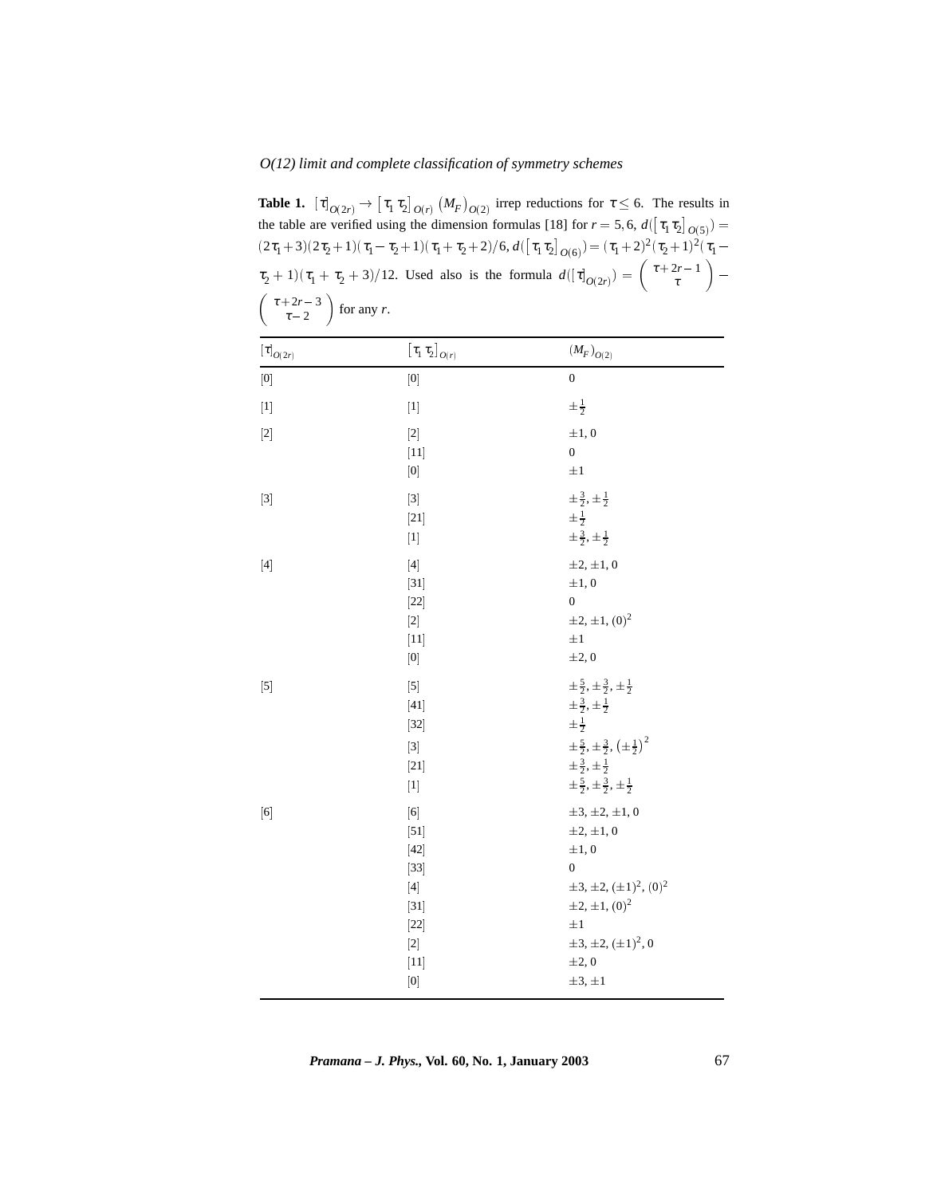**Table 1.** $[\tau]_{O(2r)} \to [\tau_1\,\tau_2]_{O(r)}\,(M_F)_{O(2)}$ irrep reductions for $\tau \leq 6$. The results in the table are verified using the dimension formulas [18] for $r = 5, 6$, $d([\tau_1\,\tau_2]_{O(5)}) = (2\tau_1+3)(2\tau_2+1)(\tau_1-\tau_2+1)(\tau_1+\tau_2+2)/6$, $d([\tau_1\,\tau_2]_{O(6)}) = (\tau_1+2)^2(\tau_2+1)^2(\tau_1-\tau_2+1)(\tau_1+\tau_2+3)/12$. Used also is the formula $d([\tau]_{O(2r)}) = \begin{pmatrix} \tau+2r-1 \\ \tau \end{pmatrix} - \begin{pmatrix} \tau+2r-3 \\ \tau-2 \end{pmatrix}$ for any $r$.

| $[\tau]_{O(2r)}$ | $[\tau_1\,\tau_2]_{O(r)}$ | $(M_F)_{O(2)}$ |
|---|---|---|
| [0] | [0] | $0$ |
| [1] | [1] | $\pm\frac{1}{2}$ |
| [2] | [2] | $\pm 1, 0$ |
| | [11] | $0$ |
| | [0] | $\pm 1$ |
| [3] | [3] | $\pm\frac{3}{2}, \pm\frac{1}{2}$ |
| | [21] | $\pm\frac{1}{2}$ |
| | [1] | $\pm\frac{3}{2}, \pm\frac{1}{2}$ |
| [4] | [4] | $\pm 2, \pm 1, 0$ |
| | [31] | $\pm 1, 0$ |
| | [22] | $0$ |
| | [2] | $\pm 2, \pm 1, (0)^2$ |
| | [11] | $\pm 1$ |
| | [0] | $\pm 2, 0$ |
| [5] | [5] | $\pm\frac{5}{2}, \pm\frac{3}{2}, \pm\frac{1}{2}$ |
| | [41] | $\pm\frac{3}{2}, \pm\frac{1}{2}$ |
| | [32] | $\pm\frac{1}{2}$ |
| | [3] | $\pm\frac{5}{2}, \pm\frac{3}{2}, \left(\pm\frac{1}{2}\right)^2$ |
| | [21] | $\pm\frac{3}{2}, \pm\frac{1}{2}$ |
| | [1] | $\pm\frac{5}{2}, \pm\frac{3}{2}, \pm\frac{1}{2}$ |
| [6] | [6] | $\pm 3, \pm 2, \pm 1, 0$ |
| | [51] | $\pm 2, \pm 1, 0$ |
| | [42] | $\pm 1, 0$ |
| | [33] | $0$ |
| | [4] | $\pm 3, \pm 2, (\pm 1)^2, (0)^2$ |
| | [31] | $\pm 2, \pm 1, (0)^2$ |
| | [22] | $\pm 1$ |
| | [2] | $\pm 3, \pm 2, (\pm 1)^2, 0$ |
| | [11] | $\pm 2, 0$ |
| | [0] | $\pm 3, \pm 1$ |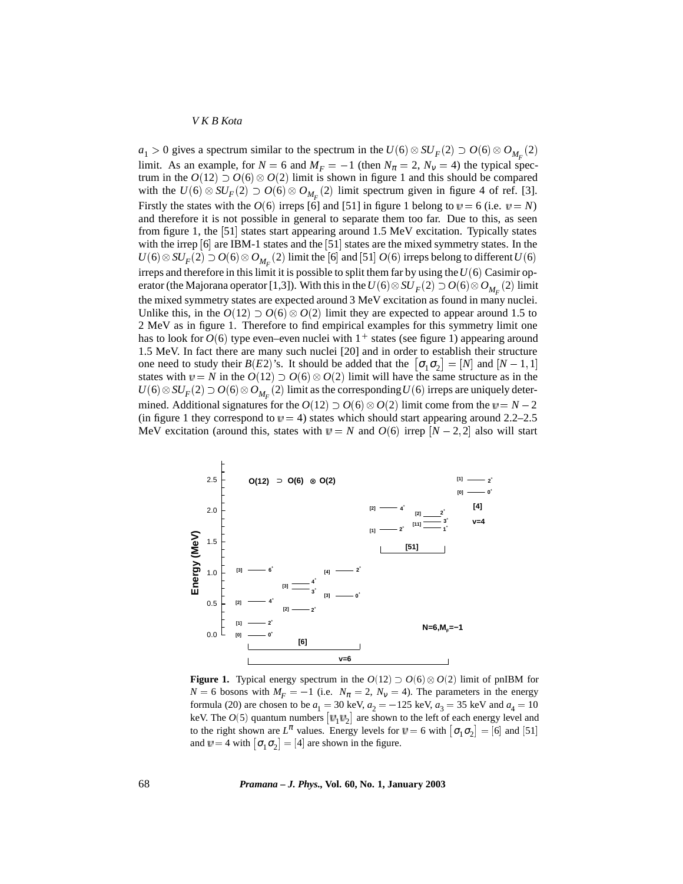$a_1 > 0$ gives a spectrum similar to the spectrum in the $U(6) \otimes SU_F(2) \supset O(6) \otimes O_{M_F}(2)$ limit. As an example, for $N = 6$ and $M_F = -1$ (then $N_\pi = 2$, $N_\nu = 4$) the typical spectrum in the $O(12) \supset O(6) \otimes O(2)$ limit is shown in figure 1 and this should be compared with the $U(6) \otimes SU_F(2) \supset O(6) \otimes O_{M_F}(2)$ limit spectrum given in figure 4 of ref. [3]. Firstly the states with the $O(6)$ irreps [6] and [51] in figure 1 belong to $\mathfrak{v} = 6$ (i.e. $\mathfrak{v} = N$) and therefore it is not possible in general to separate them too far. Due to this, as seen from figure 1, the [51] states start appearing around 1.5 MeV excitation. Typically states with the irrep [6] are IBM-1 states and the [51] states are the mixed symmetry states. In the $U(6) \otimes SU_F(2) \supset O(6) \otimes O_{M_F}(2)$ limit the [6] and [51] $O(6)$ irreps belong to different $U(6)$ irreps and therefore in this limit it is possible to split them far by using the $U(6)$ Casimir operator (the Majorana operator [1,3]). With this in the $U(6) \otimes SU_F(2) \supset O(6) \otimes O_{M_F}(2)$ limit the mixed symmetry states are expected around 3 MeV excitation as found in many nuclei. Unlike this, in the $O(12) \supset O(6) \otimes O(2)$ limit they are expected to appear around 1.5 to 2 MeV as in figure 1. Therefore to find empirical examples for this symmetry limit one has to look for $O(6)$ type even–even nuclei with $1^+$ states (see figure 1) appearing around 1.5 MeV. In fact there are many such nuclei [20] and in order to establish their structure one need to study their $B(E2)$'s. It should be added that the $[\sigma_1 \sigma_2] = [N]$ and $[N-1, 1]$ states with $\mathfrak{v} = N$ in the $O(12) \supset O(6) \otimes O(2)$ limit will have the same structure as in the $U(6) \otimes SU_F(2) \supset O(6) \otimes O_{M_F}(2)$ limit as the corresponding $U(6)$ irreps are uniquely determined. Additional signatures for the $O(12) \supset O(6) \otimes O(2)$ limit come from the $\mathfrak{v} = N-2$ (in figure 1 they correspond to $\mathfrak{v} = 4$) states which should start appearing around 2.2–2.5 MeV excitation (around this, states with $\mathfrak{v} = N$ and $O(6)$ irrep $[N-2, 2]$ also will start

**Figure 1.** Typical energy spectrum in the $O(12) \supset O(6) \otimes O(2)$ limit of pnIBM for $N = 6$ bosons with $M_F = -1$ (i.e. $N_\pi = 2$, $N_\nu = 4$). The parameters in the energy formula (20) are chosen to be $a_1 = 30$ keV, $a_2 = -125$ keV, $a_3 = 35$ keV and $a_4 = 10$ keV. The $O(5)$ quantum numbers $[\mathfrak{v}_1 \mathfrak{v}_2]$ are shown to the left of each energy level and to the right shown are $L^\pi$ values. Energy levels for $\mathfrak{v} = 6$ with $[\sigma_1 \sigma_2] = [6]$ and [51] and $\mathfrak{v} = 4$ with $[\sigma_1 \sigma_2] = [4]$ are shown in the figure.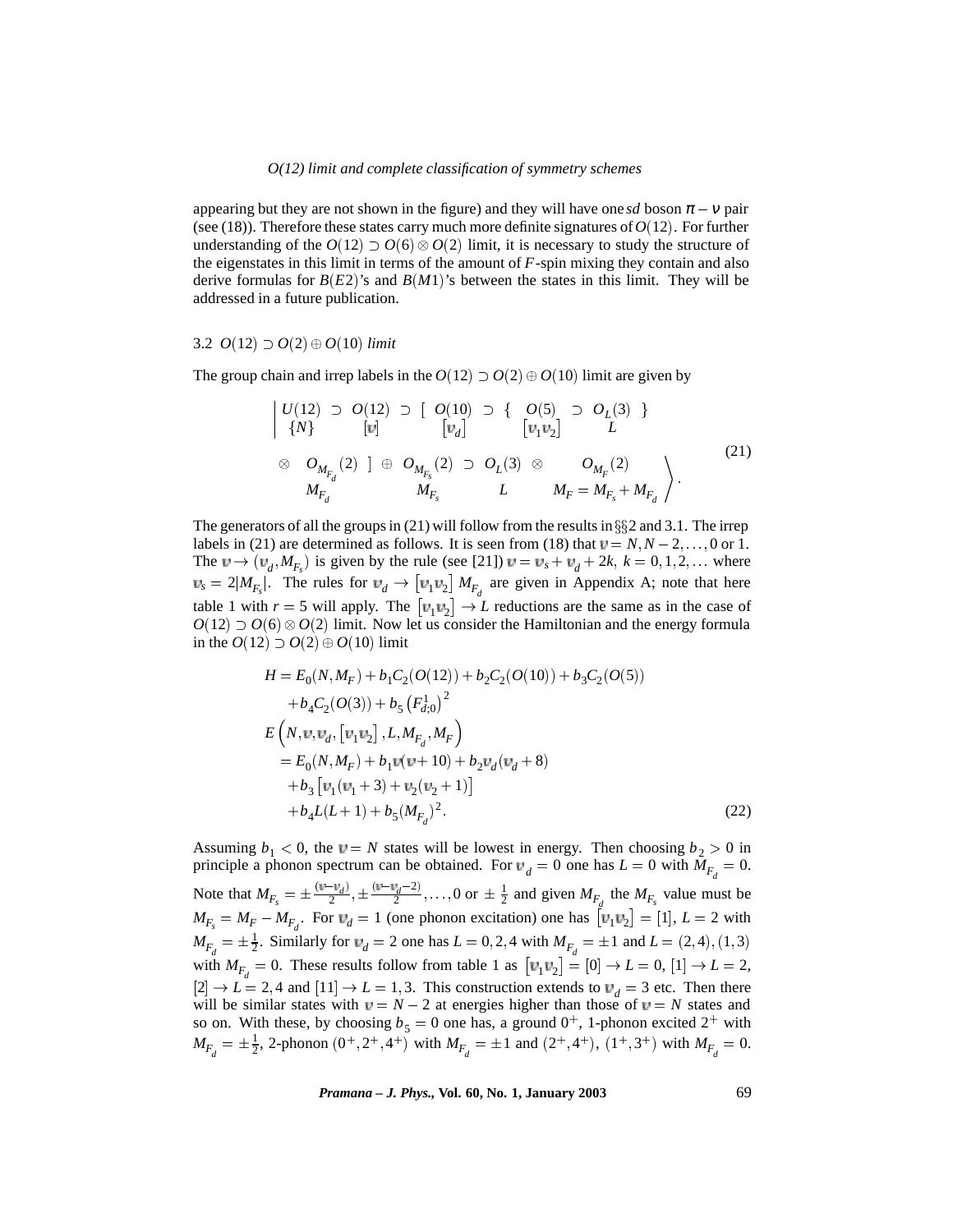appearing but they are not shown in the figure) and they will have one *sd* boson $\pi-\nu$ pair (see (18)). Therefore these states carry much more definite signatures of $O(12)$. For further understanding of the $O(12) \supset O(6) \otimes O(2)$ limit, it is necessary to study the structure of the eigenstates in this limit in terms of the amount of $F$-spin mixing they contain and also derive formulas for $B(E2)$'s and $B(M1)$'s between the states in this limit. They will be addressed in a future publication.

### 3.2 $O(12) \supset O(2) \oplus O(10)$ *limit*

The group chain and irrep labels in the $O(12) \supset O(2) \oplus O(10)$ limit are given by

$$
\left| \begin{array}{ccccccccc} U(12) & \supset & O(12) & \supset & [\; O(10) & \supset & \{ \;\; O(5) & \supset & O_L(3) \;\; \} \\ \{N\} & & [\upsilon] & & [\upsilon_d] & & [\upsilon_1 \upsilon_2] & & L \end{array} \right.
$$
$$
\left. \begin{array}{ccccccccc} \otimes & O_{M_{F_d}}(2) \;\; ] & \oplus & O_{M_{F_s}}(2) & \supset & O_L(3) & \otimes & O_{M_F}(2) \\ & M_{F_d} & & M_{F_s} & & L & & M_F = M_{F_s} + M_{F_d} \end{array} \right\rangle . \tag{21}
$$

The generators of all the groups in (21) will follow from the results in §§2 and 3.1. The irrep labels in (21) are determined as follows. It is seen from (18) that $\upsilon = N, N-2, \ldots, 0$ or 1. The $\upsilon \to (\upsilon_d, M_{F_s})$ is given by the rule (see [21]) $\upsilon = \upsilon_s + \upsilon_d + 2k$, $k = 0, 1, 2, \ldots$ where $\upsilon_s = 2|M_{F_s}|$. The rules for $\upsilon_d \to [\upsilon_1 \upsilon_2]\, M_{F_d}$ are given in Appendix A; note that here table 1 with $r = 5$ will apply. The $[\upsilon_1 \upsilon_2] \to L$ reductions are the same as in the case of $O(12) \supset O(6) \otimes O(2)$ limit. Now let us consider the Hamiltonian and the energy formula in the $O(12) \supset O(2) \oplus O(10)$ limit

$$
\begin{aligned}
H &= E_0(N, M_F) + b_1 C_2(O(12)) + b_2 C_2(O(10)) + b_3 C_2(O(5)) \\
&\quad + b_4 C_2(O(3)) + b_5 \left(F^1_{d;0}\right)^2 \\
E &\left(N, \upsilon, \upsilon_d, [\upsilon_1 \upsilon_2], L, M_{F_d}, M_F\right) \\
&= E_0(N, M_F) + b_1 \upsilon(\upsilon + 10) + b_2 \upsilon_d(\upsilon_d + 8) \\
&\quad + b_3 \left[\upsilon_1(\upsilon_1 + 3) + \upsilon_2(\upsilon_2 + 1)\right] \\
&\quad + b_4 L(L+1) + b_5 (M_{F_d})^2 .
\end{aligned} \tag{22}
$$

Assuming $b_1 < 0$, the $\upsilon = N$ states will be lowest in energy. Then choosing $b_2 > 0$ in principle a phonon spectrum can be obtained. For $\upsilon_d = 0$ one has $L = 0$ with $M_{F_d} = 0$. Note that $M_{F_s} = \pm\frac{(\upsilon - \upsilon_d)}{2}, \pm\frac{(\upsilon - \upsilon_d - 2)}{2}, \ldots, 0$ or $\pm\frac{1}{2}$ and given $M_{F_d}$ the $M_{F_s}$ value must be $M_{F_s} = M_F - M_{F_d}$. For $\upsilon_d = 1$ (one phonon excitation) one has $[\upsilon_1 \upsilon_2] = [1]$, $L = 2$ with $M_{F_d} = \pm\frac{1}{2}$. Similarly for $\upsilon_d = 2$ one has $L = 0, 2, 4$ with $M_{F_d} = \pm 1$ and $L = (2,4), (1,3)$ with $M_{F_d} = 0$. These results follow from table 1 as $[\upsilon_1 \upsilon_2] = [0] \to L = 0$, $[1] \to L = 2$, $[2] \to L = 2, 4$ and $[11] \to L = 1, 3$. This construction extends to $\upsilon_d = 3$ etc. Then there will be similar states with $\upsilon = N - 2$ at energies higher than those of $\upsilon = N$ states and so on. With these, by choosing $b_5 = 0$ one has, a ground $0^+$, 1-phonon excited $2^+$ with $M_{F_d} = \pm\frac{1}{2}$, 2-phonon $(0^+, 2^+, 4^+)$ with $M_{F_d} = \pm 1$ and $(2^+, 4^+)$, $(1^+, 3^+)$ with $M_{F_d} = 0$.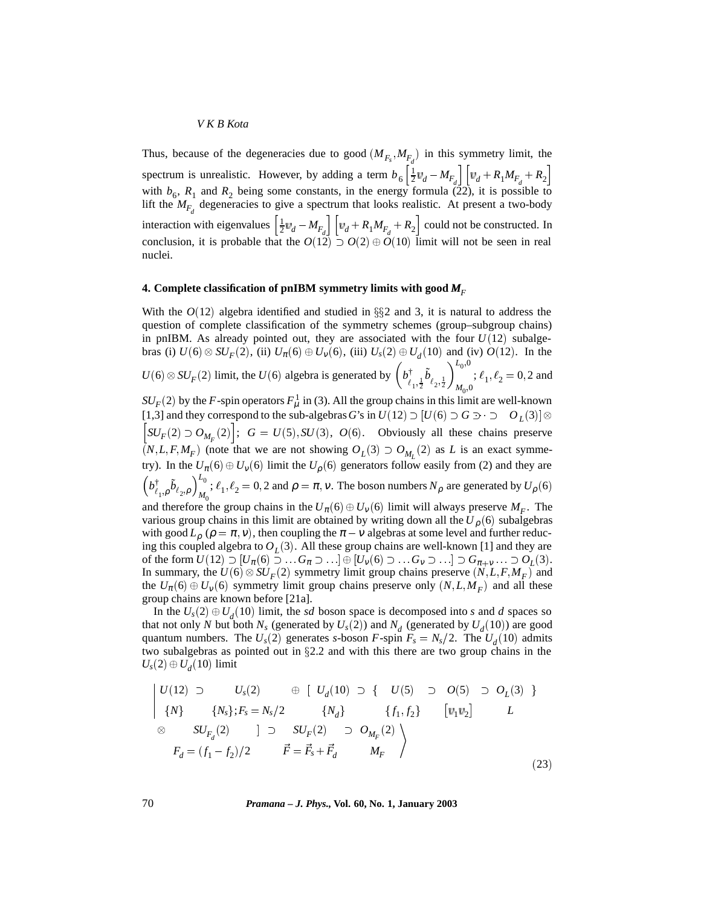Thus, because of the degeneracies due to good $(M_{F_s}, M_{F_d})$ in this symmetry limit, the spectrum is unrealistic. However, by adding a term $b_6\left[\frac{1}{2}\upsilon_d - M_{F_d}\right]\left[\upsilon_d + R_1 M_{F_d} + R_2\right]$ with $b_6$, $R_1$ and $R_2$ being some constants, in the energy formula (22), it is possible to lift the $M_{F_d}$ degeneracies to give a spectrum that looks realistic. At present a two-body interaction with eigenvalues $\left[\frac{1}{2}\upsilon_d - M_{F_d}\right]\left[\upsilon_d + R_1 M_{F_d} + R_2\right]$ could not be constructed. In conclusion, it is probable that the $O(12) \supset O(2) \oplus O(10)$ limit will not be seen in real nuclei.

## 4. Complete classification of pnIBM symmetry limits with good $M_F$

With the $O(12)$ algebra identified and studied in §§2 and 3, it is natural to address the question of complete classification of the symmetry schemes (group–subgroup chains) in pnIBM. As already pointed out, they are associated with the four $U(12)$ subalgebras (i) $U(6) \otimes SU_F(2)$, (ii) $U_\pi(6) \oplus U_\nu(6)$, (iii) $U_s(2) \oplus U_d(10)$ and (iv) $O(12)$. In the $U(6) \otimes SU_F(2)$ limit, the $U(6)$ algebra is generated by $\left(b^\dagger_{\ell_1,\frac{1}{2}} \tilde{b}_{\ell_2,\frac{1}{2}}\right)^{L_0,0}_{M_0,0}$; $\ell_1, \ell_2 = 0,2$ and $SU_F(2)$ by the $F$-spin operators $F^1_\mu$ in (3). All the group chains in this limit are well-known [1,3] and they correspond to the sub-algebras $G$'s in $U(12) \supset [U(6) \supset G \supset \cdot \supset \quad O_L(3)] \otimes \left[SU_F(2) \supset O_{M_F}(2)\right]$; $G = U(5), SU(3), O(6)$. Obviously all these chains preserve $(N, L, F, M_F)$ (note that we are not showing $O_L(3) \supset O_{M_L}(2)$ as $L$ is an exact symmetry). In the $U_\pi(6) \oplus U_\nu(6)$ limit the $U_\rho(6)$ generators follow easily from (2) and they are $\left(b^\dagger_{\ell_1,\rho} \tilde{b}_{\ell_2,\rho}\right)^{L_0}_{M_0}$; $\ell_1, \ell_2 = 0,2$ and $\rho = \pi, \nu$. The boson numbers $N_\rho$ are generated by $U_\rho(6)$ and therefore the group chains in the $U_\pi(6) \oplus U_\nu(6)$ limit will always preserve $M_F$. The various group chains in this limit are obtained by writing down all the $U_\rho(6)$ subalgebras with good $L_\rho$ ($\rho = \pi, \nu$), then coupling the $\pi - \nu$ algebras at some level and further reducing this coupled algebra to $O_L(3)$. All these group chains are well-known [1] and they are of the form $U(12) \supset [U_\pi(6) \supset \ldots G_\pi \supset \ldots] \oplus [U_\nu(6) \supset \ldots G_\nu \supset \ldots] \supset G_{\pi+\nu} \ldots \supset O_L(3)$. In summary, the $U(6) \otimes SU_F(2)$ symmetry limit group chains preserve $(N, L, F, M_F)$ and the $U_\pi(6) \oplus U_\nu(6)$ symmetry limit group chains preserve only $(N, L, M_F)$ and all these group chains are known before [21a].

In the $U_s(2) \oplus U_d(10)$ limit, the *sd* boson space is decomposed into *s* and *d* spaces so that not only $N$ but both $N_s$ (generated by $U_s(2)$) and $N_d$ (generated by $U_d(10)$) are good quantum numbers. The $U_s(2)$ generates *s*-boson $F$-spin $F_s = N_s/2$. The $U_d(10)$ admits two subalgebras as pointed out in §2.2 and with this there are two group chains in the $U_s(2) \oplus U_d(10)$ limit

$$
\left|
\begin{array}{ccccccccccc}
U(12) & \supset & U_s(2) & \oplus & [\; U_d(10) & \supset & \{\; U(5) & \supset & O(5) & \supset & O_L(3)\;\} \\
\{N\} & & \{N_s\}; F_s = N_s/2 & & \{N_d\} & & \{f_1, f_2\} & & [\upsilon_1 \upsilon_2] & & L \\
\otimes & & SU_{F_d}(2) & & ] & \supset & SU_F(2) & \supset & O_{M_F}(2) & & \\
 & & F_d = (f_1 - f_2)/2 & & & & \vec{F} = \vec{F}_s + \vec{F}_d & & M_F & &
\end{array}
\right\rangle
\tag{23}
$$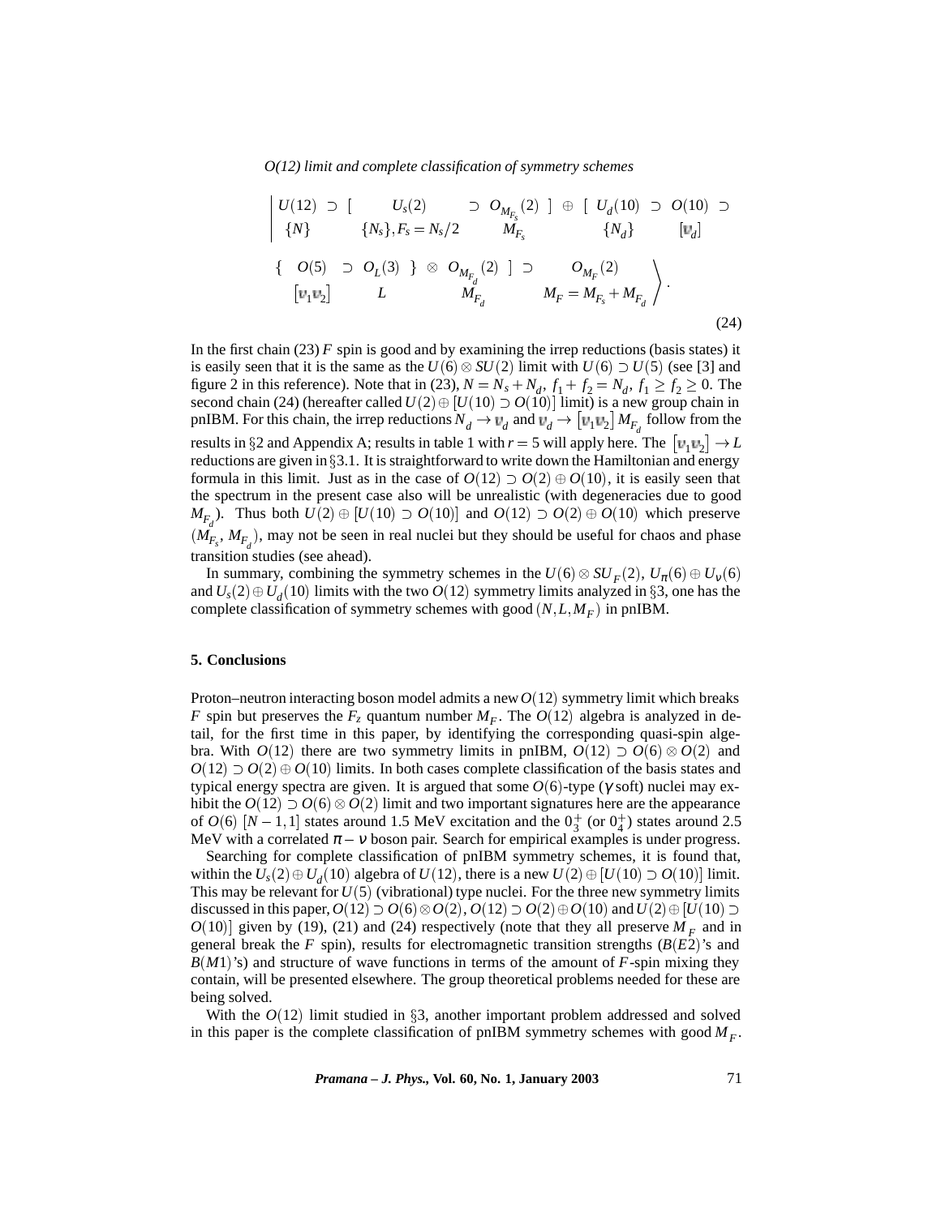$$
\left| \begin{array}{c} U(12) \\ \{N\} \end{array} \supset \left[ \begin{array}{c} U_s(2) \\ \{N_s\}, F_s = N_s/2 \end{array} \supset \begin{array}{c} O_{M_{F_s}}(2) \\ M_{F_s} \end{array} \right] \oplus \left[ \begin{array}{c} U_d(10) \\ \{N_d\} \end{array} \supset \begin{array}{c} O(10) \\ [v_d] \end{array} \supset \right. \right.
$$

$$
\left. \left\{ \begin{array}{c} O(5) \\ [v_1 v_2] \end{array} \supset \begin{array}{c} O_L(3) \\ L \end{array} \right\} \otimes \begin{array}{c} O_{M_{F_d}}(2) \\ M_{F_d} \end{array} \right] \supset \left. \begin{array}{c} O_{M_F}(2) \\ M_F = M_{F_s} + M_{F_d} \end{array} \right\rangle . \tag{24}
$$

In the first chain (23) $F$ spin is good and by examining the irrep reductions (basis states) it is easily seen that it is the same as the $U(6) \otimes SU(2)$ limit with $U(6) \supset U(5)$ (see [3] and figure 2 in this reference). Note that in (23), $N = N_s + N_d$, $f_1 + f_2 = N_d$, $f_1 \geq f_2 \geq 0$. The second chain (24) (hereafter called $U(2) \oplus [U(10) \supset O(10)]$ limit) is a new group chain in pnIBM. For this chain, the irrep reductions $N_d \to v_d$ and $v_d \to [v_1 v_2] M_{F_d}$ follow from the results in §2 and Appendix A; results in table 1 with $r = 5$ will apply here. The $[v_1 v_2] \to L$ reductions are given in §3.1. It is straightforward to write down the Hamiltonian and energy formula in this limit. Just as in the case of $O(12) \supset O(2) \oplus O(10)$, it is easily seen that the spectrum in the present case also will be unrealistic (with degeneracies due to good $M_{F_d}$). Thus both $U(2) \oplus [U(10) \supset O(10)]$ and $O(12) \supset O(2) \oplus O(10)$ which preserve $(M_{F_s}, M_{F_d})$, may not be seen in real nuclei but they should be useful for chaos and phase transition studies (see ahead).

In summary, combining the symmetry schemes in the $U(6) \otimes SU_F(2)$, $U_\pi(6) \oplus U_\nu(6)$ and $U_s(2) \oplus U_d(10)$ limits with the two $O(12)$ symmetry limits analyzed in §3, one has the complete classification of symmetry schemes with good $(N, L, M_F)$ in pnIBM.

## 5. Conclusions

Proton–neutron interacting boson model admits a new $O(12)$ symmetry limit which breaks $F$ spin but preserves the $F_z$ quantum number $M_F$. The $O(12)$ algebra is analyzed in detail, for the first time in this paper, by identifying the corresponding quasi-spin algebra. With $O(12)$ there are two symmetry limits in pnIBM, $O(12) \supset O(6) \otimes O(2)$ and $O(12) \supset O(2) \oplus O(10)$ limits. In both cases complete classification of the basis states and typical energy spectra are given. It is argued that some $O(6)$-type ($\gamma$ soft) nuclei may exhibit the $O(12) \supset O(6) \otimes O(2)$ limit and two important signatures here are the appearance of $O(6)$ $[N-1, 1]$ states around 1.5 MeV excitation and the $0_3^+$ (or $0_4^+$) states around 2.5 MeV with a correlated $\pi - \nu$ boson pair. Search for empirical examples is under progress.

Searching for complete classification of pnIBM symmetry schemes, it is found that, within the $U_s(2) \oplus U_d(10)$ algebra of $U(12)$, there is a new $U(2) \oplus [U(10) \supset O(10)]$ limit. This may be relevant for $U(5)$ (vibrational) type nuclei. For the three new symmetry limits discussed in this paper, $O(12) \supset O(6) \otimes O(2)$, $O(12) \supset O(2) \oplus O(10)$ and $U(2) \oplus [U(10) \supset O(10)]$ given by (19), (21) and (24) respectively (note that they all preserve $M_F$ and in general break the $F$ spin), results for electromagnetic transition strengths ($B(E2)$'s and $B(M1)$'s) and structure of wave functions in terms of the amount of $F$-spin mixing they contain, will be presented elsewhere. The group theoretical problems needed for these are being solved.

With the $O(12)$ limit studied in §3, another important problem addressed and solved in this paper is the complete classification of pnIBM symmetry schemes with good $M_F$.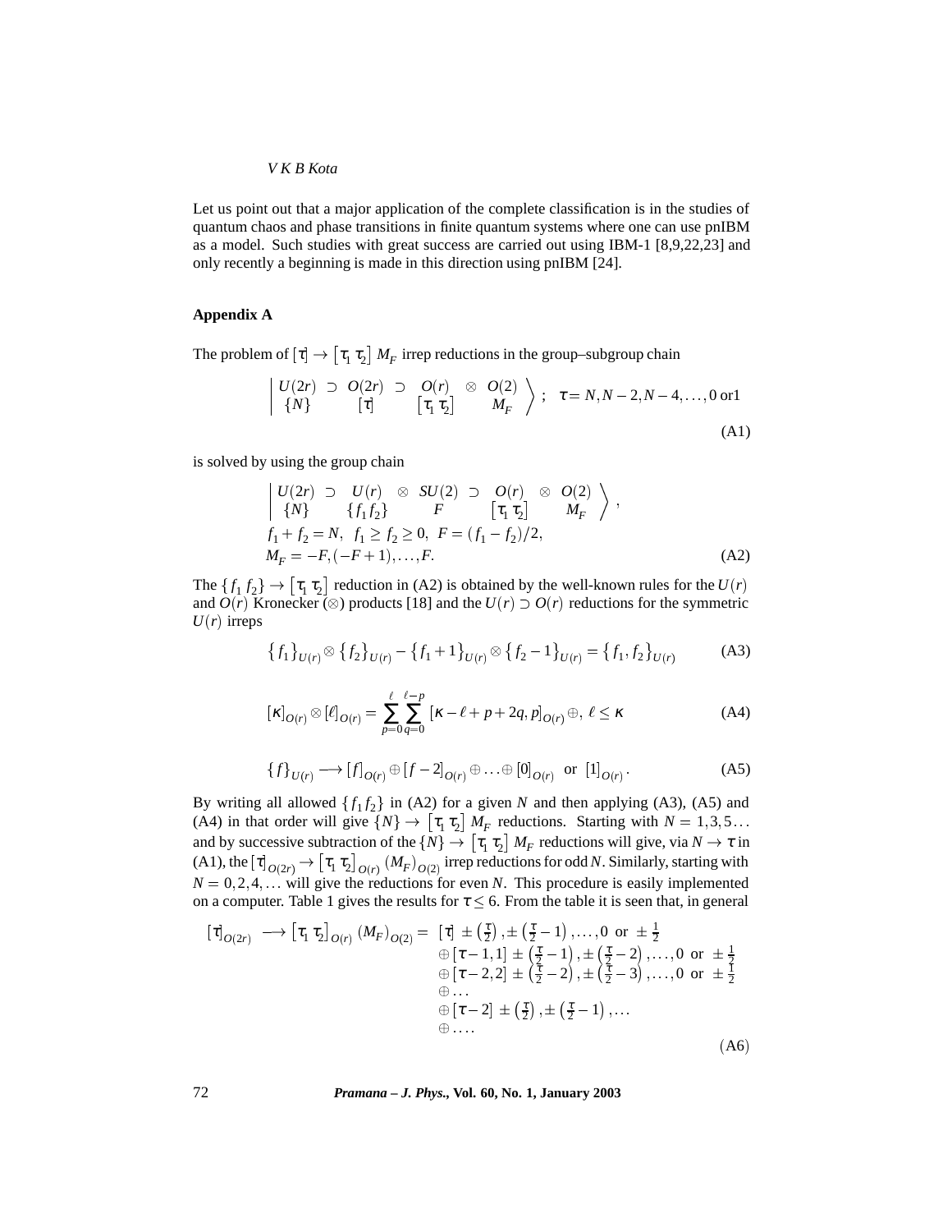Let us point out that a major application of the complete classification is in the studies of quantum chaos and phase transitions in finite quantum systems where one can use pnIBM as a model. Such studies with great success are carried out using IBM-1 [8,9,22,23] and only recently a beginning is made in this direction using pnIBM [24].

## Appendix A

The problem of $[\tau] \to [\tau_1\ \tau_2]\ M_F$ irrep reductions in the group–subgroup chain

$$\left| \begin{array}{ccccccc} U(2r) & \supset & O(2r) & \supset & O(r) & \otimes & O(2) \\ \{N\} & & [\tau] & & [\tau_1\ \tau_2] & & M_F \end{array} \right\rangle ; \quad \tau = N, N-2, N-4, \ldots, 0 \text{ or} 1 \tag{A1}$$

is solved by using the group chain

$$\left| \begin{array}{ccccccccc} U(2r) & \supset & U(r) & \otimes & SU(2) & \supset & O(r) & \otimes & O(2) \\ \{N\} & & \{f_1 f_2\} & & F & & [\tau_1\ \tau_2] & & M_F \end{array} \right\rangle ,$$

$$f_1 + f_2 = N,\ \ f_1 \geq f_2 \geq 0,\ \ F = (f_1 - f_2)/2,$$
$$M_F = -F, (-F+1), \ldots, F. \tag{A2}$$

The $\{f_1\ f_2\} \to [\tau_1\ \tau_2]$ reduction in (A2) is obtained by the well-known rules for the $U(r)$ and $O(r)$ Kronecker ($\otimes$) products [18] and the $U(r) \supset O(r)$ reductions for the symmetric $U(r)$ irreps

$$\{f_1\}_{U(r)} \otimes \{f_2\}_{U(r)} - \{f_1+1\}_{U(r)} \otimes \{f_2-1\}_{U(r)} = \{f_1, f_2\}_{U(r)} \tag{A3}$$

$$[\kappa]_{O(r)} \otimes [\ell]_{O(r)} = \sum_{p=0}^{\ell} \sum_{q=0}^{\ell-p} [\kappa - \ell + p + 2q, p]_{O(r)} \oplus,\ \ell \leq \kappa \tag{A4}$$

$$\{f\}_{U(r)} \longrightarrow [f]_{O(r)} \oplus [f-2]_{O(r)} \oplus \ldots \oplus [0]_{O(r)} \ \text{ or } \ [1]_{O(r)}. \tag{A5}$$

By writing all allowed $\{f_1 f_2\}$ in (A2) for a given $N$ and then applying (A3), (A5) and (A4) in that order will give $\{N\} \to [\tau_1\ \tau_2]\ M_F$ reductions. Starting with $N = 1, 3, 5 \ldots$ and by successive subtraction of the $\{N\} \to [\tau_1\ \tau_2]\ M_F$ reductions will give, via $N \to \tau$ in (A1), the $[\tau]_{O(2r)} \to [\tau_1\ \tau_2]_{O(r)}\ (M_F)_{O(2)}$ irrep reductions for odd $N$. Similarly, starting with $N = 0, 2, 4, \ldots$ will give the reductions for even $N$. This procedure is easily implemented on a computer. Table 1 gives the results for $\tau \leq 6$. From the table it is seen that, in general

$$\begin{aligned} [\tau]_{O(2r)} \longrightarrow [\tau_1\ \tau_2]_{O(r)}\ (M_F)_{O(2)} = \ & [\tau] \ \pm\left(\tfrac{\tau}{2}\right), \pm\left(\tfrac{\tau}{2}-1\right), \ldots, 0 \ \text{ or } \ \pm\tfrac{1}{2} \\ & \oplus [\tau-1, 1] \ \pm\left(\tfrac{\tau}{2}-1\right), \pm\left(\tfrac{\tau}{2}-2\right), \ldots, 0 \ \text{ or } \ \pm\tfrac{1}{2} \\ & \oplus [\tau-2, 2] \ \pm\left(\tfrac{\tau}{2}-2\right), \pm\left(\tfrac{\tau}{2}-3\right), \ldots, 0 \ \text{ or } \ \pm\tfrac{1}{2} \\ & \oplus \ldots \\ & \oplus [\tau-2] \ \pm\left(\tfrac{\tau}{2}\right), \pm\left(\tfrac{\tau}{2}-1\right), \ldots \\ & \oplus \ldots . \end{aligned} \tag{A6}$$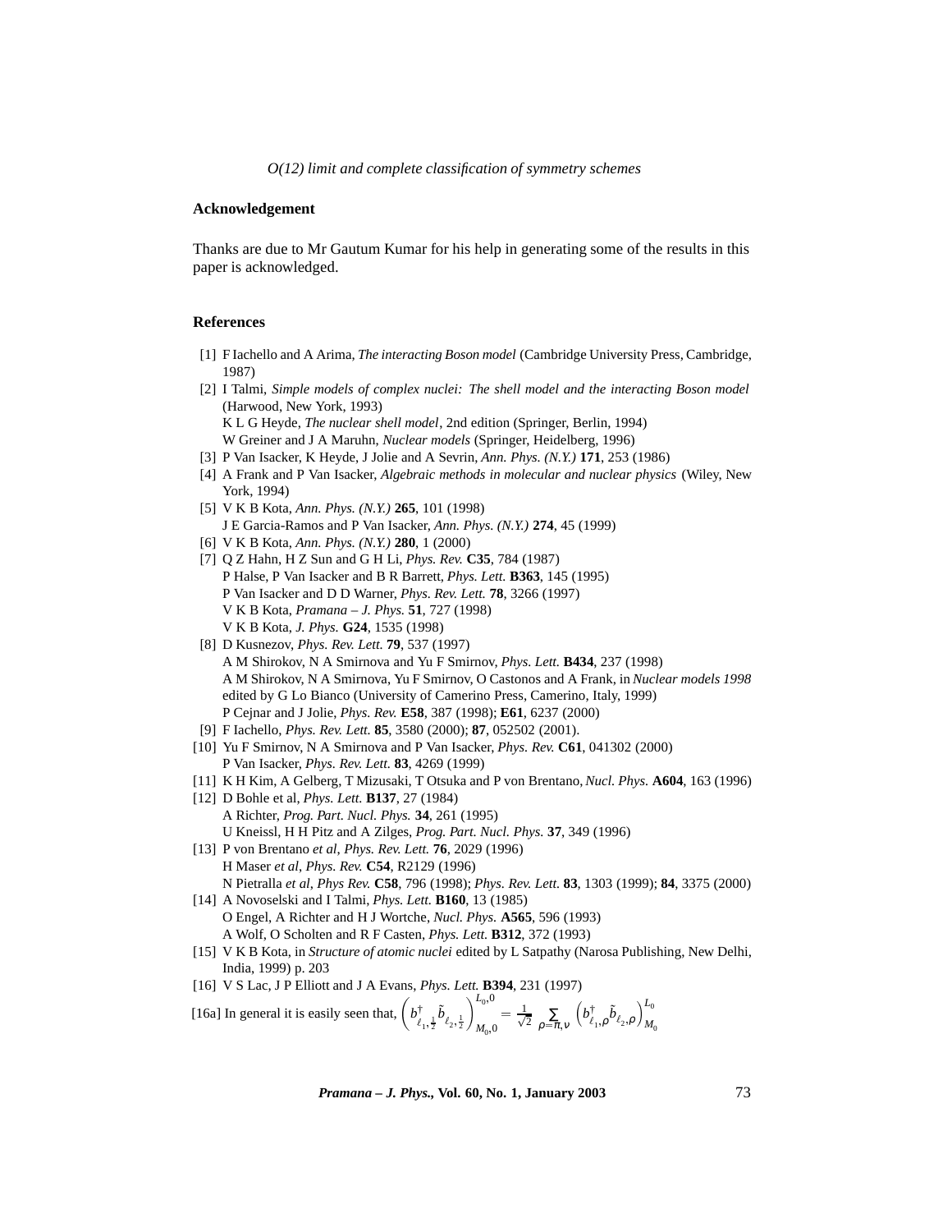## Acknowledgement

Thanks are due to Mr Gautum Kumar for his help in generating some of the results in this paper is acknowledged.

## References

[1] F Iachello and A Arima, *The interacting Boson model* (Cambridge University Press, Cambridge, 1987)

[2] I Talmi, *Simple models of complex nuclei: The shell model and the interacting Boson model* (Harwood, New York, 1993)
K L G Heyde, *The nuclear shell model*, 2nd edition (Springer, Berlin, 1994)
W Greiner and J A Maruhn, *Nuclear models* (Springer, Heidelberg, 1996)

[3] P Van Isacker, K Heyde, J Jolie and A Sevrin, *Ann. Phys. (N.Y.)* **171**, 253 (1986)

[4] A Frank and P Van Isacker, *Algebraic methods in molecular and nuclear physics* (Wiley, New York, 1994)

[5] V K B Kota, *Ann. Phys. (N.Y.)* **265**, 101 (1998)
J E Garcia-Ramos and P Van Isacker, *Ann. Phys. (N.Y.)* **274**, 45 (1999)

[6] V K B Kota, *Ann. Phys. (N.Y.)* **280**, 1 (2000)

[7] Q Z Hahn, H Z Sun and G H Li, *Phys. Rev.* **C35**, 784 (1987)
P Halse, P Van Isacker and B R Barrett, *Phys. Lett.* **B363**, 145 (1995)
P Van Isacker and D D Warner, *Phys. Rev. Lett.* **78**, 3266 (1997)
V K B Kota, *Pramana – J. Phys.* **51**, 727 (1998)
V K B Kota, *J. Phys.* **G24**, 1535 (1998)

[8] D Kusnezov, *Phys. Rev. Lett.* **79**, 537 (1997)
A M Shirokov, N A Smirnova and Yu F Smirnov, *Phys. Lett.* **B434**, 237 (1998)
A M Shirokov, N A Smirnova, Yu F Smirnov, O Castonos and A Frank, in *Nuclear models 1998* edited by G Lo Bianco (University of Camerino Press, Camerino, Italy, 1999)
P Cejnar and J Jolie, *Phys. Rev.* **E58**, 387 (1998); **E61**, 6237 (2000)

[9] F Iachello, *Phys. Rev. Lett.* **85**, 3580 (2000); **87**, 052502 (2001).

[10] Yu F Smirnov, N A Smirnova and P Van Isacker, *Phys. Rev.* **C61**, 041302 (2000)
P Van Isacker, *Phys. Rev. Lett.* **83**, 4269 (1999)

[11] K H Kim, A Gelberg, T Mizusaki, T Otsuka and P von Brentano, *Nucl. Phys.* **A604**, 163 (1996)

[12] D Bohle et al, *Phys. Lett.* **B137**, 27 (1984)
A Richter, *Prog. Part. Nucl. Phys.* **34**, 261 (1995)
U Kneissl, H H Pitz and A Zilges, *Prog. Part. Nucl. Phys.* **37**, 349 (1996)

[13] P von Brentano *et al*, *Phys. Rev. Lett.* **76**, 2029 (1996)
H Maser *et al*, *Phys. Rev.* **C54**, R2129 (1996)
N Pietralla *et al*, *Phys Rev.* **C58**, 796 (1998); *Phys. Rev. Lett.* **83**, 1303 (1999); **84**, 3375 (2000)

[14] A Novoselski and I Talmi, *Phys. Lett.* **B160**, 13 (1985)
O Engel, A Richter and H J Wortche, *Nucl. Phys.* **A565**, 596 (1993)
A Wolf, O Scholten and R F Casten, *Phys. Lett.* **B312**, 372 (1993)

[15] V K B Kota, in *Structure of atomic nuclei* edited by L Satpathy (Narosa Publishing, New Delhi, India, 1999) p. 203

[16] V S Lac, J P Elliott and J A Evans, *Phys. Lett.* **B394**, 231 (1997)

[16a] In general it is easily seen that, $\left(b^{\dagger}_{\ell_1,\frac{1}{2}}\tilde{b}_{\ell_2,\frac{1}{2}}\right)^{L_0,0}_{M_0,0} = \frac{1}{\sqrt{2}}\sum_{\rho=\pi,\nu}\left(b^{\dagger}_{\ell_1,\rho}\tilde{b}_{\ell_2,\rho}\right)^{L_0}_{M_0}$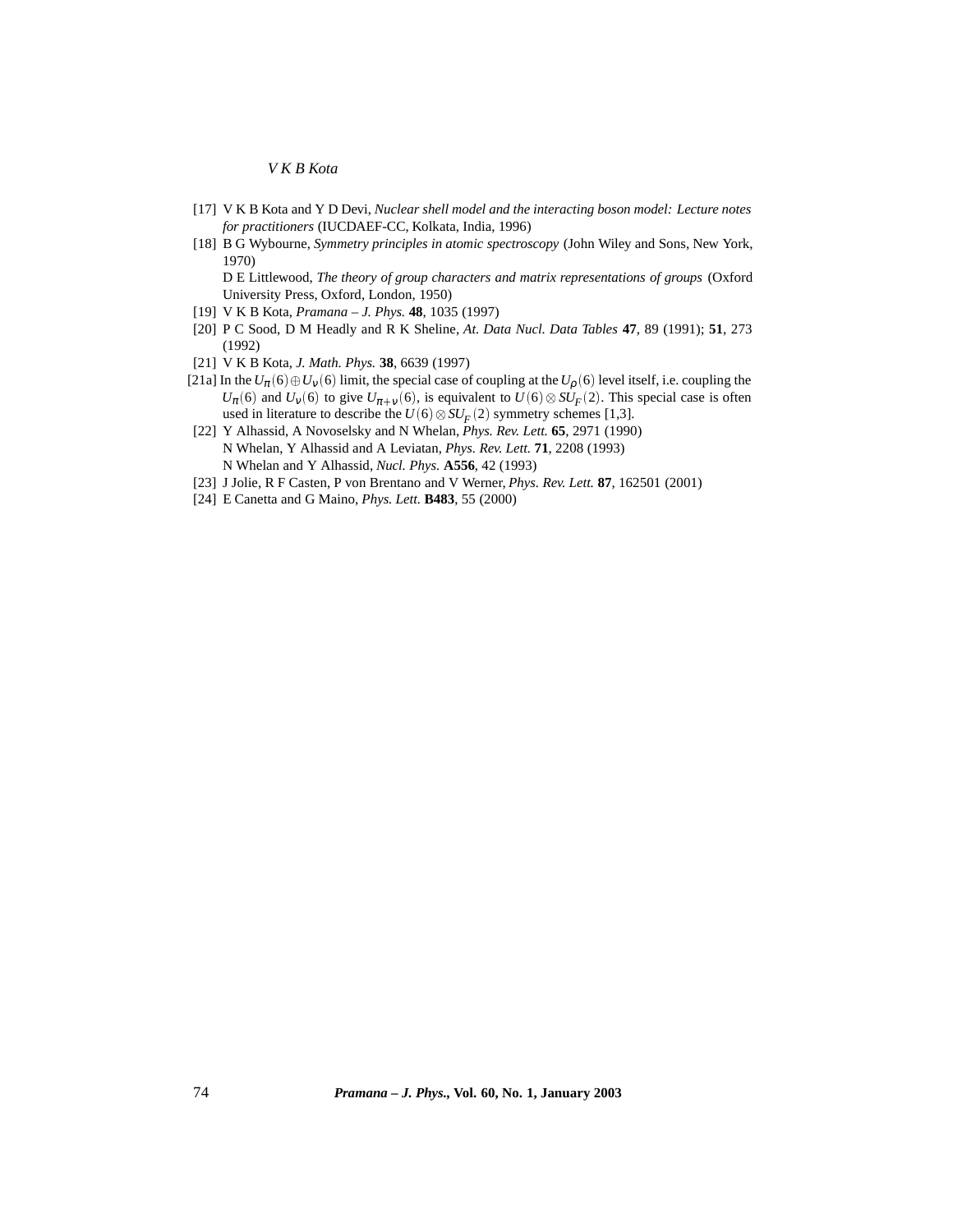[17] V K B Kota and Y D Devi, *Nuclear shell model and the interacting boson model: Lecture notes for practitioners* (IUCDAEF-CC, Kolkata, India, 1996)

[18] B G Wybourne, *Symmetry principles in atomic spectroscopy* (John Wiley and Sons, New York, 1970)
D E Littlewood, *The theory of group characters and matrix representations of groups* (Oxford University Press, Oxford, London, 1950)

[19] V K B Kota, *Pramana – J. Phys.* **48**, 1035 (1997)

[20] P C Sood, D M Headly and R K Sheline, *At. Data Nucl. Data Tables* **47**, 89 (1991); **51**, 273 (1992)

[21] V K B Kota, *J. Math. Phys.* **38**, 6639 (1997)

[21a] In the $U_\pi(6) \oplus U_\nu(6)$ limit, the special case of coupling at the $U_\rho(6)$ level itself, i.e. coupling the $U_\pi(6)$ and $U_\nu(6)$ to give $U_{\pi+\nu}(6)$, is equivalent to $U(6) \otimes SU_F(2)$. This special case is often used in literature to describe the $U(6) \otimes SU_F(2)$ symmetry schemes [1,3].

[22] Y Alhassid, A Novoselsky and N Whelan, *Phys. Rev. Lett.* **65**, 2971 (1990)
N Whelan, Y Alhassid and A Leviatan, *Phys. Rev. Lett.* **71**, 2208 (1993)
N Whelan and Y Alhassid, *Nucl. Phys.* **A556**, 42 (1993)

[23] J Jolie, R F Casten, P von Brentano and V Werner, *Phys. Rev. Lett.* **87**, 162501 (2001)

[24] E Canetta and G Maino, *Phys. Lett.* **B483**, 55 (2000)